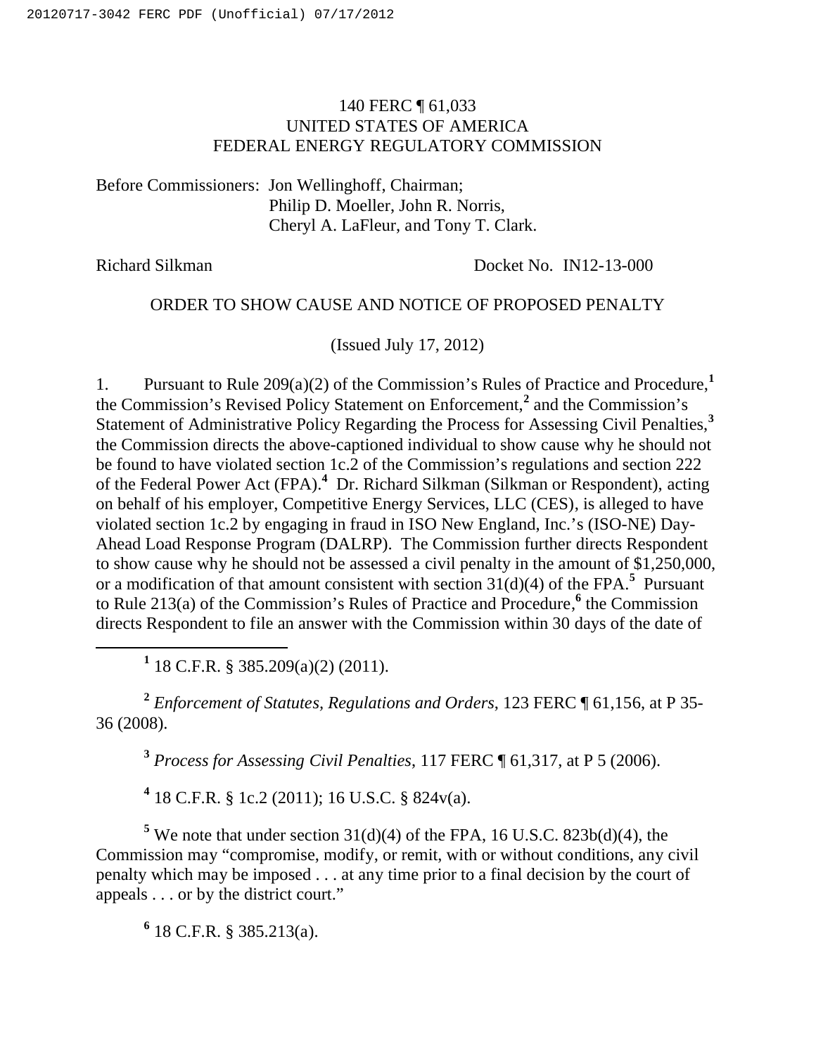140 FERC ¶ 61,033
UNITED STATES OF AMERICA
FEDERAL ENERGY REGULATORY COMMISSION

Before Commissioners: Jon Wellinghoff, Chairman;
Philip D. Moeller, John R. Norris,
Cheryl A. LaFleur, and Tony T. Clark.

Richard Silkman Docket No. IN12-13-000

ORDER TO SHOW CAUSE AND NOTICE OF PROPOSED PENALTY

(Issued July 17, 2012)

1. Pursuant to Rule 209(a)(2) of the Commission's Rules of Practice and Procedure,[1] the Commission's Revised Policy Statement on Enforcement,[2] and the Commission's Statement of Administrative Policy Regarding the Process for Assessing Civil Penalties,[3] the Commission directs the above-captioned individual to show cause why he should not be found to have violated section 1c.2 of the Commission's regulations and section 222 of the Federal Power Act (FPA).[4] Dr. Richard Silkman (Silkman or Respondent), acting on behalf of his employer, Competitive Energy Services, LLC (CES), is alleged to have violated section 1c.2 by engaging in fraud in ISO New England, Inc.'s (ISO-NE) Day-Ahead Load Response Program (DALRP). The Commission further directs Respondent to show cause why he should not be assessed a civil penalty in the amount of $1,250,000, or a modification of that amount consistent with section 31(d)(4) of the FPA.[5] Pursuant to Rule 213(a) of the Commission's Rules of Practice and Procedure,[6] the Commission directs Respondent to file an answer with the Commission within 30 days of the date of

[1] 18 C.F.R. § 385.209(a)(2) (2011).

[2] *Enforcement of Statutes, Regulations and Orders*, 123 FERC ¶ 61,156, at P 35-36 (2008).

[3] *Process for Assessing Civil Penalties*, 117 FERC ¶ 61,317, at P 5 (2006).

[4] 18 C.F.R. § 1c.2 (2011); 16 U.S.C. § 824v(a).

[5] We note that under section 31(d)(4) of the FPA, 16 U.S.C. 823b(d)(4), the Commission may "compromise, modify, or remit, with or without conditions, any civil penalty which may be imposed . . . at any time prior to a final decision by the court of appeals . . . or by the district court."

[6] 18 C.F.R. § 385.213(a).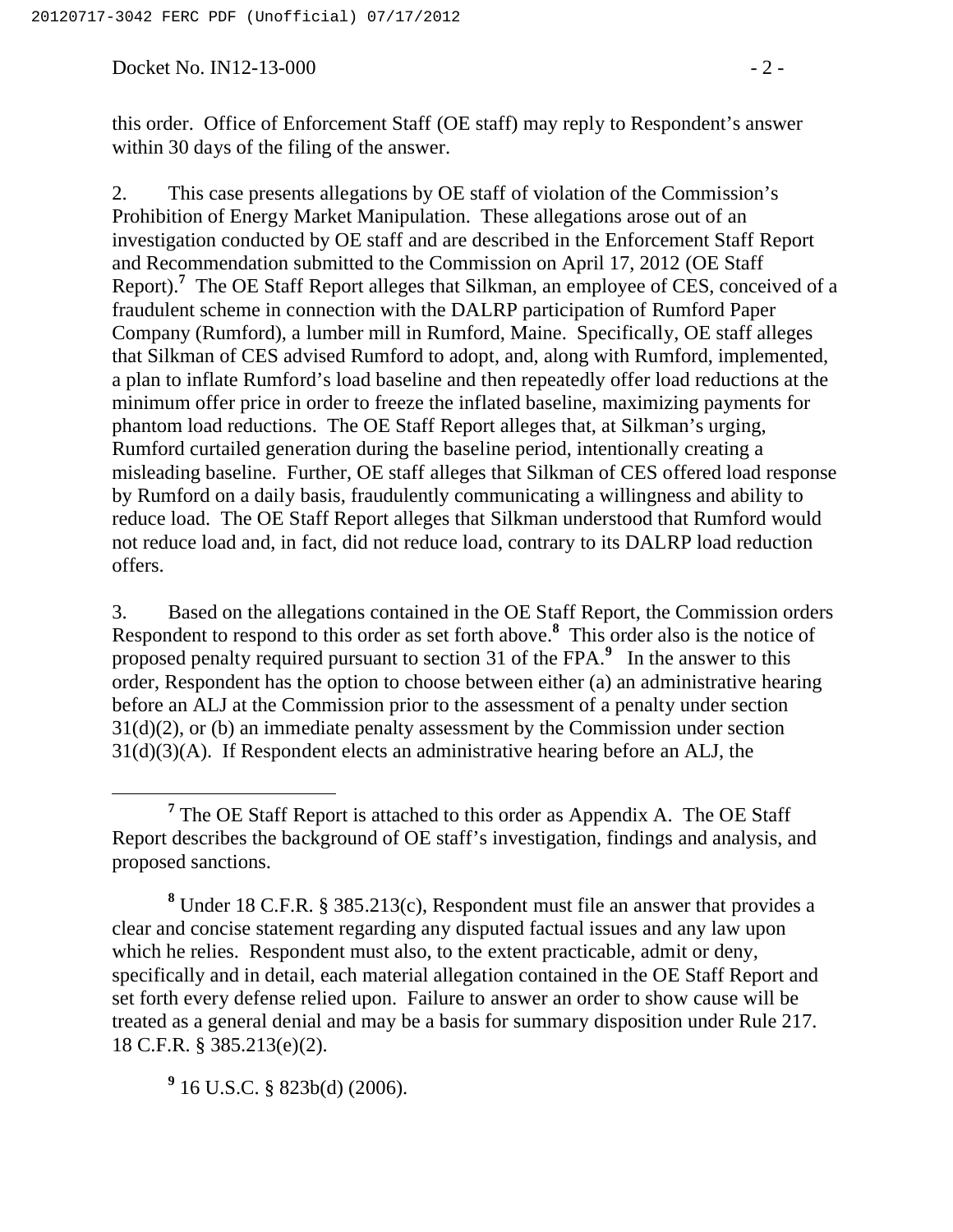this order. Office of Enforcement Staff (OE staff) may reply to Respondent's answer within 30 days of the filing of the answer.

2. This case presents allegations by OE staff of violation of the Commission's Prohibition of Energy Market Manipulation. These allegations arose out of an investigation conducted by OE staff and are described in the Enforcement Staff Report and Recommendation submitted to the Commission on April 17, 2012 (OE Staff Report).[7] The OE Staff Report alleges that Silkman, an employee of CES, conceived of a fraudulent scheme in connection with the DALRP participation of Rumford Paper Company (Rumford), a lumber mill in Rumford, Maine. Specifically, OE staff alleges that Silkman of CES advised Rumford to adopt, and, along with Rumford, implemented, a plan to inflate Rumford's load baseline and then repeatedly offer load reductions at the minimum offer price in order to freeze the inflated baseline, maximizing payments for phantom load reductions. The OE Staff Report alleges that, at Silkman's urging, Rumford curtailed generation during the baseline period, intentionally creating a misleading baseline. Further, OE staff alleges that Silkman of CES offered load response by Rumford on a daily basis, fraudulently communicating a willingness and ability to reduce load. The OE Staff Report alleges that Silkman understood that Rumford would not reduce load and, in fact, did not reduce load, contrary to its DALRP load reduction offers.

3. Based on the allegations contained in the OE Staff Report, the Commission orders Respondent to respond to this order as set forth above.[8] This order also is the notice of proposed penalty required pursuant to section 31 of the FPA.[9] In the answer to this order, Respondent has the option to choose between either (a) an administrative hearing before an ALJ at the Commission prior to the assessment of a penalty under section 31(d)(2), or (b) an immediate penalty assessment by the Commission under section 31(d)(3)(A). If Respondent elects an administrative hearing before an ALJ, the

[7] The OE Staff Report is attached to this order as Appendix A. The OE Staff Report describes the background of OE staff's investigation, findings and analysis, and proposed sanctions.

[8] Under 18 C.F.R. § 385.213(c), Respondent must file an answer that provides a clear and concise statement regarding any disputed factual issues and any law upon which he relies. Respondent must also, to the extent practicable, admit or deny, specifically and in detail, each material allegation contained in the OE Staff Report and set forth every defense relied upon. Failure to answer an order to show cause will be treated as a general denial and may be a basis for summary disposition under Rule 217. 18 C.F.R. § 385.213(e)(2).

[9] 16 U.S.C. § 823b(d) (2006).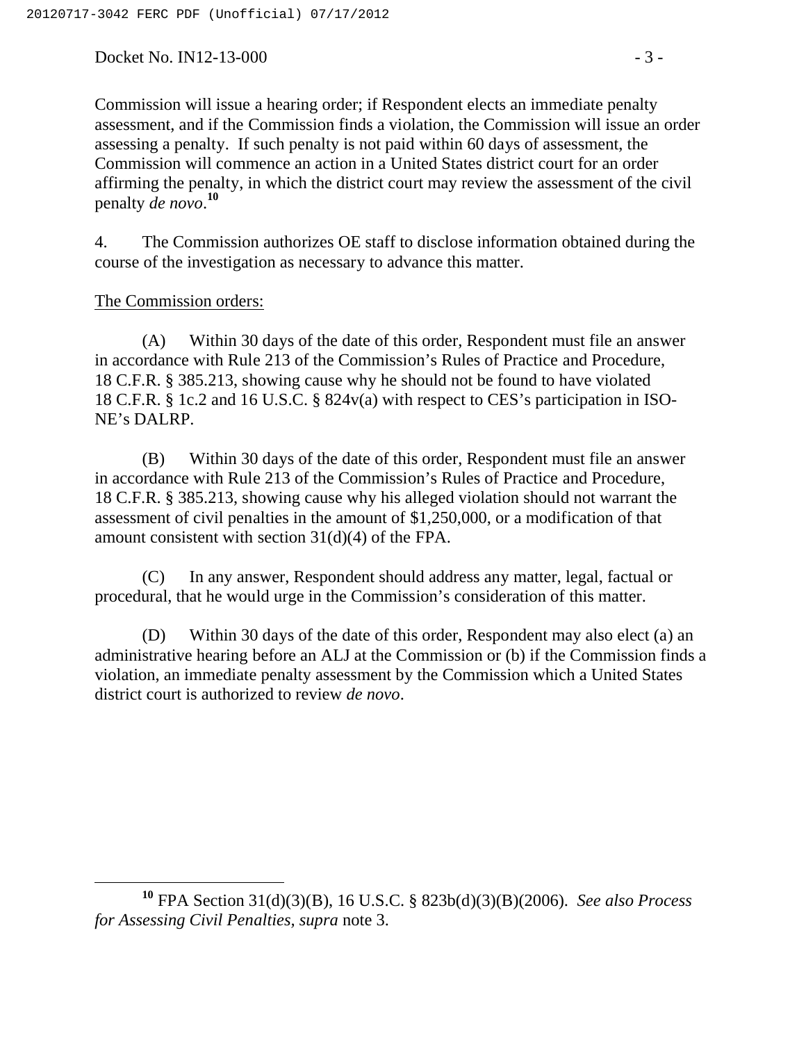Commission will issue a hearing order; if Respondent elects an immediate penalty assessment, and if the Commission finds a violation, the Commission will issue an order assessing a penalty. If such penalty is not paid within 60 days of assessment, the Commission will commence an action in a United States district court for an order affirming the penalty, in which the district court may review the assessment of the civil penalty *de novo*.[10]

4. The Commission authorizes OE staff to disclose information obtained during the course of the investigation as necessary to advance this matter.

<u>The Commission orders:</u>

(A) Within 30 days of the date of this order, Respondent must file an answer in accordance with Rule 213 of the Commission's Rules of Practice and Procedure, 18 C.F.R. § 385.213, showing cause why he should not be found to have violated 18 C.F.R. § 1c.2 and 16 U.S.C. § 824v(a) with respect to CES's participation in ISO-NE's DALRP.

(B) Within 30 days of the date of this order, Respondent must file an answer in accordance with Rule 213 of the Commission's Rules of Practice and Procedure, 18 C.F.R. § 385.213, showing cause why his alleged violation should not warrant the assessment of civil penalties in the amount of $1,250,000, or a modification of that amount consistent with section 31(d)(4) of the FPA.

(C) In any answer, Respondent should address any matter, legal, factual or procedural, that he would urge in the Commission's consideration of this matter.

(D) Within 30 days of the date of this order, Respondent may also elect (a) an administrative hearing before an ALJ at the Commission or (b) if the Commission finds a violation, an immediate penalty assessment by the Commission which a United States district court is authorized to review *de novo*.

---

[10] FPA Section 31(d)(3)(B), 16 U.S.C. § 823b(d)(3)(B)(2006). *See also Process for Assessing Civil Penalties, supra* note 3.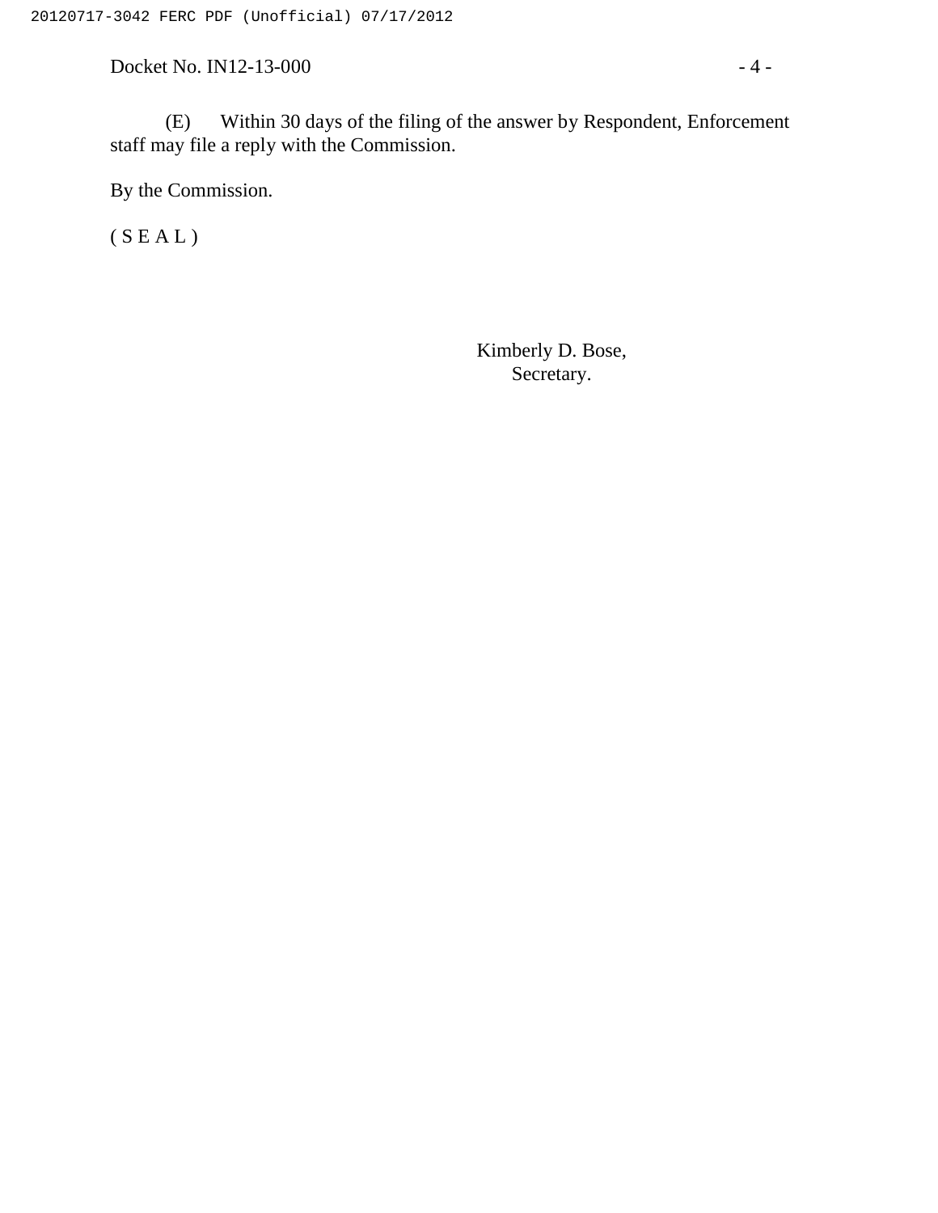(E) Within 30 days of the filing of the answer by Respondent, Enforcement staff may file a reply with the Commission.

By the Commission.

( S E A L )

Kimberly D. Bose,
Secretary.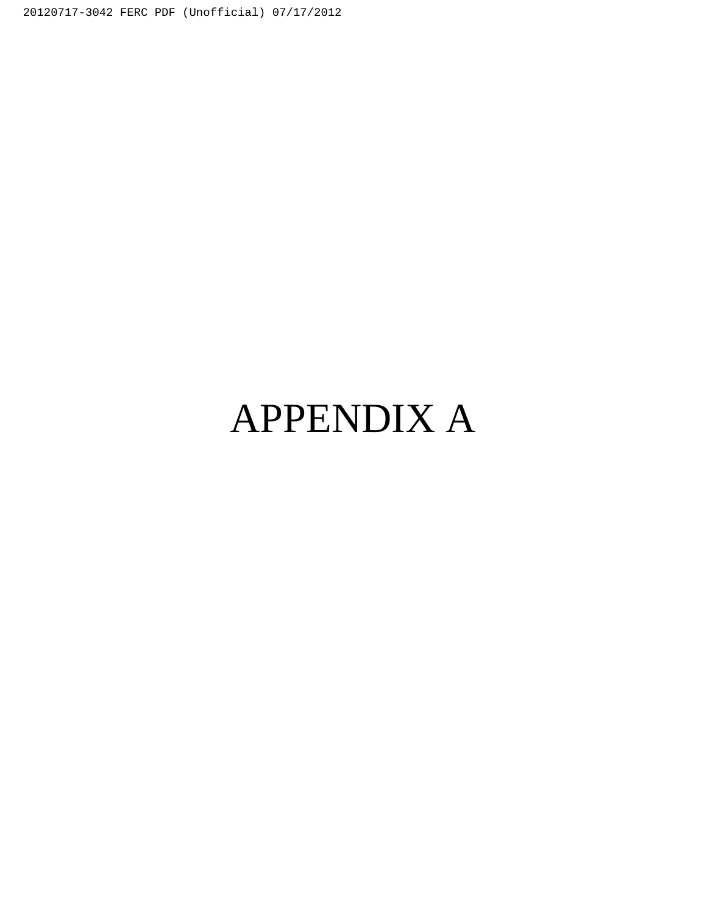# APPENDIX A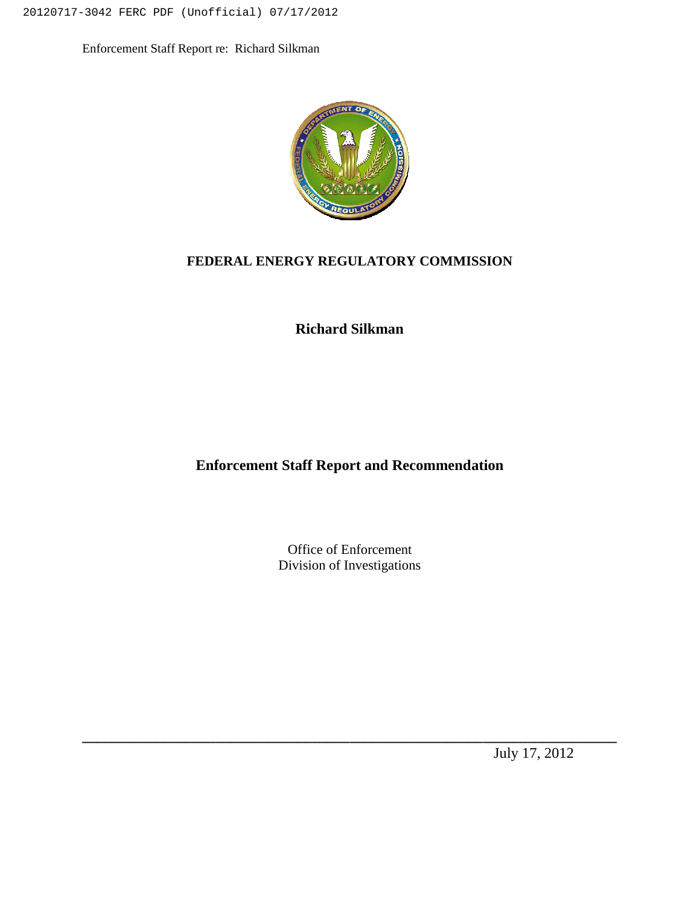# FEDERAL ENERGY REGULATORY COMMISSION

## Richard Silkman

## Enforcement Staff Report and Recommendation

Office of Enforcement
Division of Investigations

July 17, 2012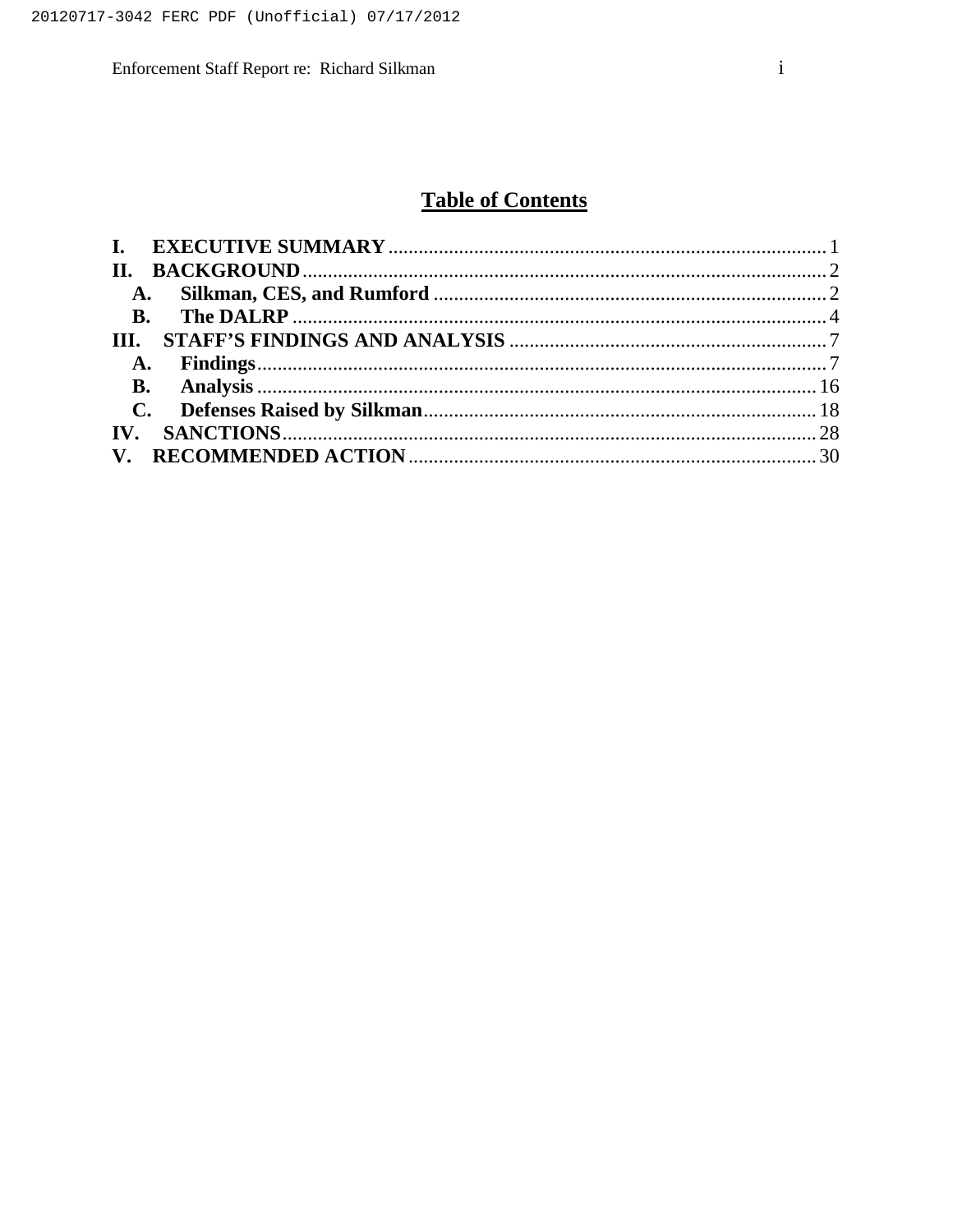# Table of Contents

**I. EXECUTIVE SUMMARY** ...... 1

**II. BACKGROUND** ...... 2

- **A. Silkman, CES, and Rumford** ...... 2
- **B. The DALRP** ...... 4

**III. STAFF'S FINDINGS AND ANALYSIS** ...... 7

- **A. Findings** ...... 7
- **B. Analysis** ...... 16
- **C. Defenses Raised by Silkman** ...... 18

**IV. SANCTIONS** ...... 28

**V. RECOMMENDED ACTION** ...... 30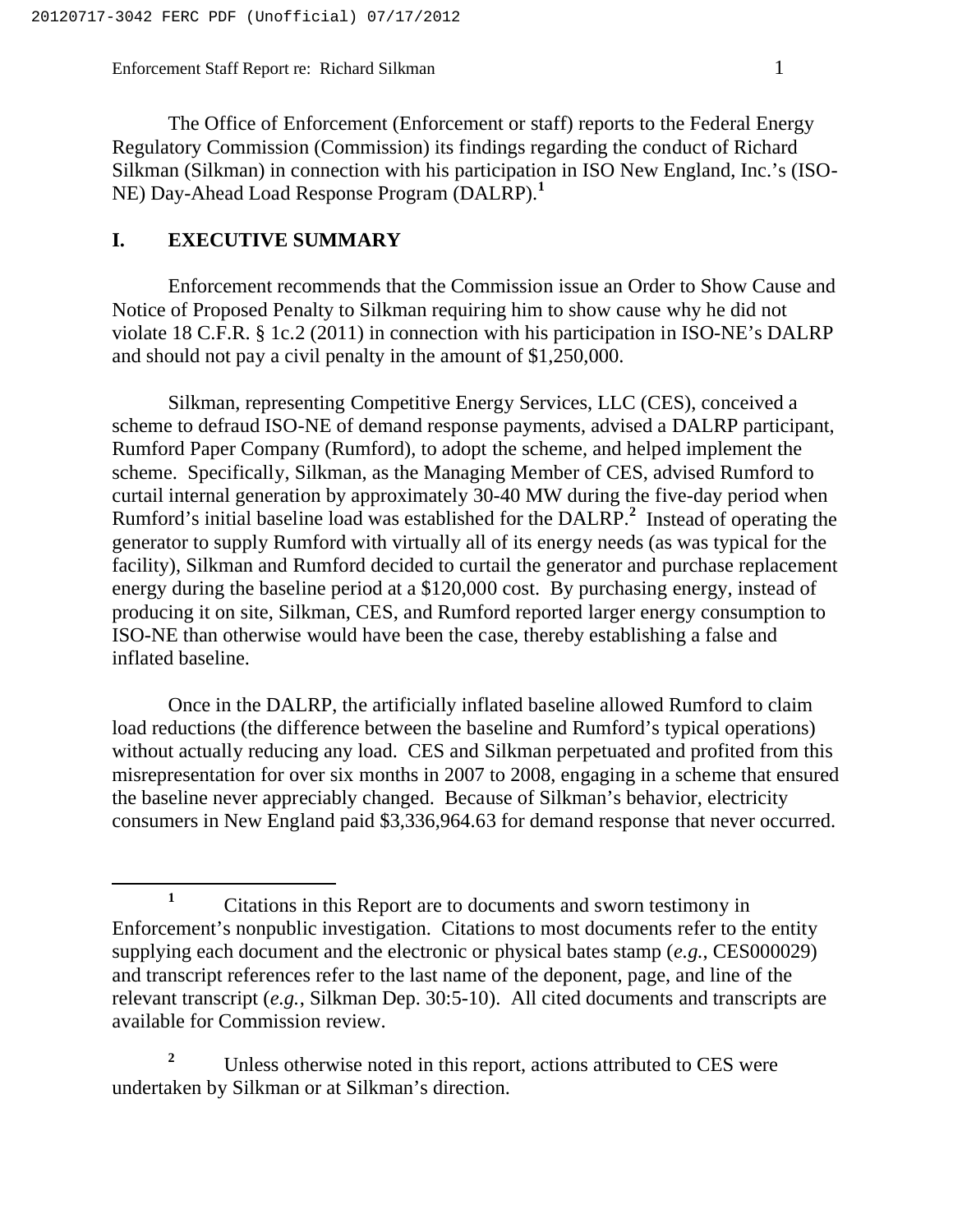The Office of Enforcement (Enforcement or staff) reports to the Federal Energy Regulatory Commission (Commission) its findings regarding the conduct of Richard Silkman (Silkman) in connection with his participation in ISO New England, Inc.'s (ISO-NE) Day-Ahead Load Response Program (DALRP).[1]

## I. EXECUTIVE SUMMARY

Enforcement recommends that the Commission issue an Order to Show Cause and Notice of Proposed Penalty to Silkman requiring him to show cause why he did not violate 18 C.F.R. § 1c.2 (2011) in connection with his participation in ISO-NE's DALRP and should not pay a civil penalty in the amount of $1,250,000.

Silkman, representing Competitive Energy Services, LLC (CES), conceived a scheme to defraud ISO-NE of demand response payments, advised a DALRP participant, Rumford Paper Company (Rumford), to adopt the scheme, and helped implement the scheme. Specifically, Silkman, as the Managing Member of CES, advised Rumford to curtail internal generation by approximately 30-40 MW during the five-day period when Rumford's initial baseline load was established for the DALRP.[2] Instead of operating the generator to supply Rumford with virtually all of its energy needs (as was typical for the facility), Silkman and Rumford decided to curtail the generator and purchase replacement energy during the baseline period at a $120,000 cost. By purchasing energy, instead of producing it on site, Silkman, CES, and Rumford reported larger energy consumption to ISO-NE than otherwise would have been the case, thereby establishing a false and inflated baseline.

Once in the DALRP, the artificially inflated baseline allowed Rumford to claim load reductions (the difference between the baseline and Rumford's typical operations) without actually reducing any load. CES and Silkman perpetuated and profited from this misrepresentation for over six months in 2007 to 2008, engaging in a scheme that ensured the baseline never appreciably changed. Because of Silkman's behavior, electricity consumers in New England paid $3,336,964.63 for demand response that never occurred.

---

[1] Citations in this Report are to documents and sworn testimony in Enforcement's nonpublic investigation. Citations to most documents refer to the entity supplying each document and the electronic or physical bates stamp (*e.g.*, CES000029) and transcript references refer to the last name of the deponent, page, and line of the relevant transcript (*e.g.*, Silkman Dep. 30:5-10). All cited documents and transcripts are available for Commission review.

[2] Unless otherwise noted in this report, actions attributed to CES were undertaken by Silkman or at Silkman's direction.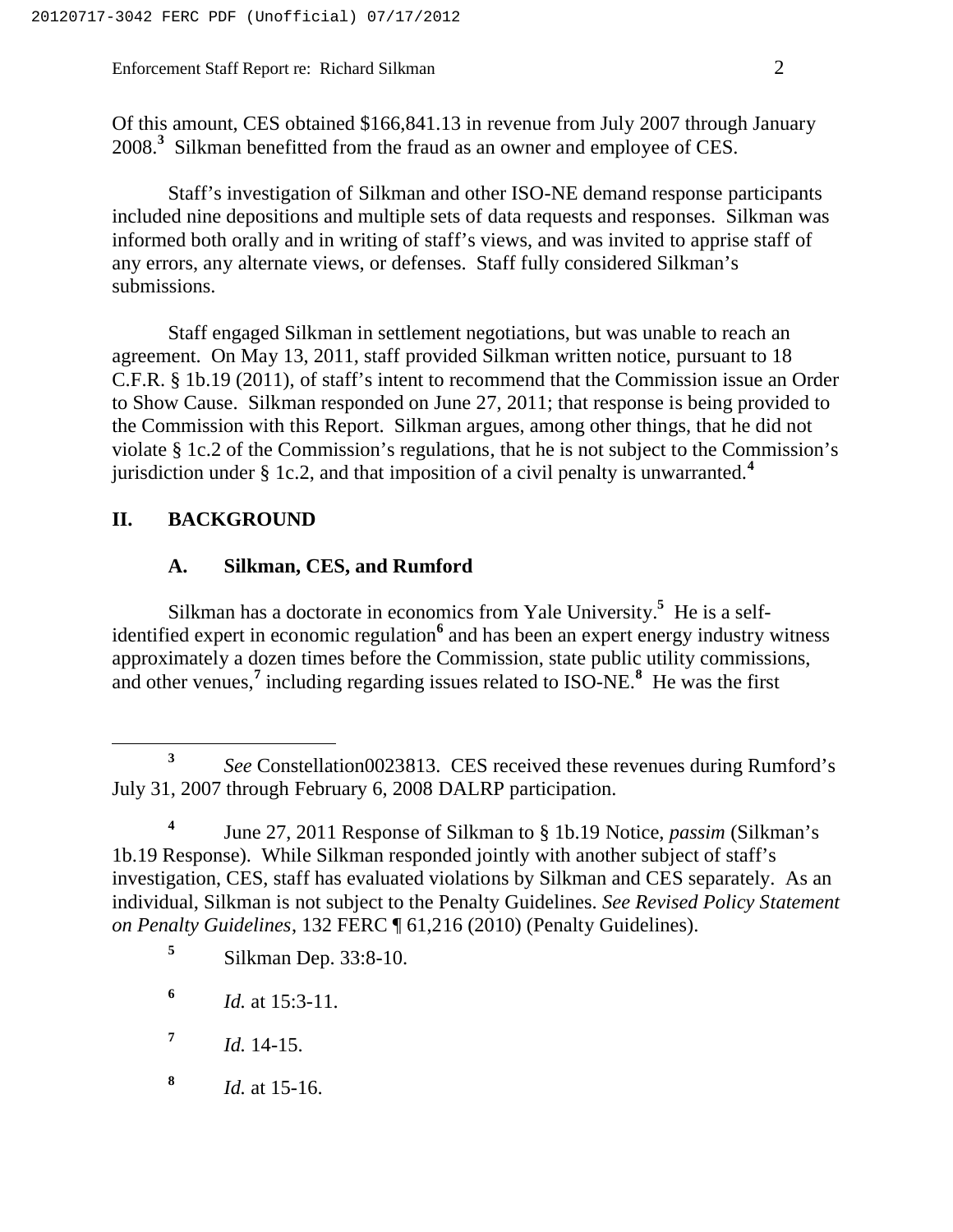Of this amount, CES obtained $166,841.13 in revenue from July 2007 through January 2008.[3] Silkman benefitted from the fraud as an owner and employee of CES.

Staff's investigation of Silkman and other ISO-NE demand response participants included nine depositions and multiple sets of data requests and responses. Silkman was informed both orally and in writing of staff's views, and was invited to apprise staff of any errors, any alternate views, or defenses. Staff fully considered Silkman's submissions.

Staff engaged Silkman in settlement negotiations, but was unable to reach an agreement. On May 13, 2011, staff provided Silkman written notice, pursuant to 18 C.F.R. § 1b.19 (2011), of staff's intent to recommend that the Commission issue an Order to Show Cause. Silkman responded on June 27, 2011; that response is being provided to the Commission with this Report. Silkman argues, among other things, that he did not violate § 1c.2 of the Commission's regulations, that he is not subject to the Commission's jurisdiction under § 1c.2, and that imposition of a civil penalty is unwarranted.[4]

## II. BACKGROUND

### A. Silkman, CES, and Rumford

Silkman has a doctorate in economics from Yale University.[5] He is a self-identified expert in economic regulation[6] and has been an expert energy industry witness approximately a dozen times before the Commission, state public utility commissions, and other venues,[7] including regarding issues related to ISO-NE.[8] He was the first

---

[3] *See* Constellation0023813. CES received these revenues during Rumford's July 31, 2007 through February 6, 2008 DALRP participation.

[4] June 27, 2011 Response of Silkman to § 1b.19 Notice, *passim* (Silkman's 1b.19 Response). While Silkman responded jointly with another subject of staff's investigation, CES, staff has evaluated violations by Silkman and CES separately. As an individual, Silkman is not subject to the Penalty Guidelines. *See Revised Policy Statement on Penalty Guidelines*, 132 FERC ¶ 61,216 (2010) (Penalty Guidelines).

[5] Silkman Dep. 33:8-10.

[6] *Id.* at 15:3-11.

[7] *Id.* 14-15.

[8] *Id.* at 15-16.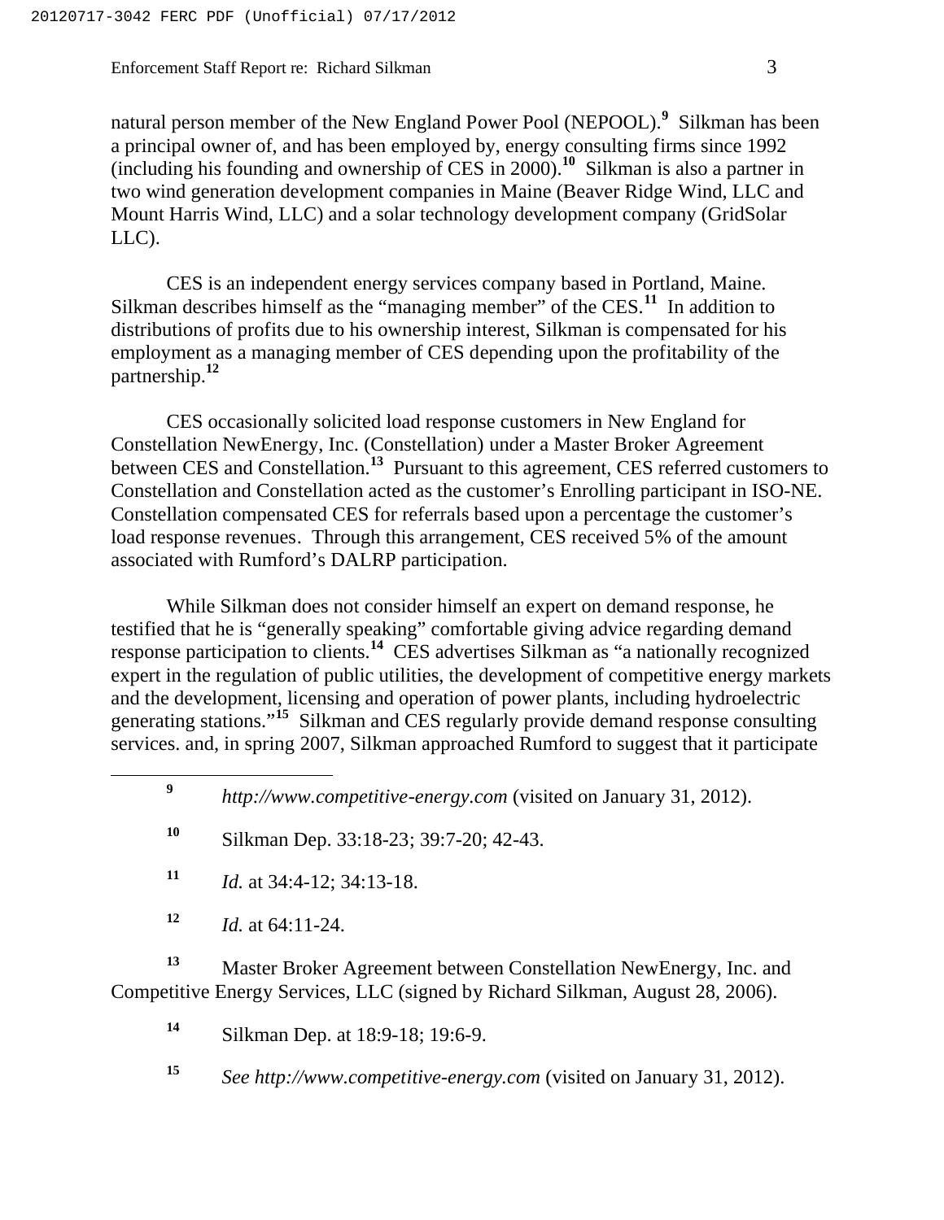natural person member of the New England Power Pool (NEPOOL).[9] Silkman has been a principal owner of, and has been employed by, energy consulting firms since 1992 (including his founding and ownership of CES in 2000).[10] Silkman is also a partner in two wind generation development companies in Maine (Beaver Ridge Wind, LLC and Mount Harris Wind, LLC) and a solar technology development company (GridSolar LLC).

CES is an independent energy services company based in Portland, Maine. Silkman describes himself as the "managing member" of the CES.[11] In addition to distributions of profits due to his ownership interest, Silkman is compensated for his employment as a managing member of CES depending upon the profitability of the partnership.[12]

CES occasionally solicited load response customers in New England for Constellation NewEnergy, Inc. (Constellation) under a Master Broker Agreement between CES and Constellation.[13] Pursuant to this agreement, CES referred customers to Constellation and Constellation acted as the customer's Enrolling participant in ISO-NE. Constellation compensated CES for referrals based upon a percentage the customer's load response revenues. Through this arrangement, CES received 5% of the amount associated with Rumford's DALRP participation.

While Silkman does not consider himself an expert on demand response, he testified that he is "generally speaking" comfortable giving advice regarding demand response participation to clients.[14] CES advertises Silkman as "a nationally recognized expert in the regulation of public utilities, the development of competitive energy markets and the development, licensing and operation of power plants, including hydroelectric generating stations."[15] Silkman and CES regularly provide demand response consulting services. and, in spring 2007, Silkman approached Rumford to suggest that it participate

---

[9] *http://www.competitive-energy.com* (visited on January 31, 2012).

[10] Silkman Dep. 33:18-23; 39:7-20; 42-43.

[11] *Id.* at 34:4-12; 34:13-18.

[12] *Id.* at 64:11-24.

[13] Master Broker Agreement between Constellation NewEnergy, Inc. and Competitive Energy Services, LLC (signed by Richard Silkman, August 28, 2006).

[14] Silkman Dep. at 18:9-18; 19:6-9.

[15] *See http://www.competitive-energy.com* (visited on January 31, 2012).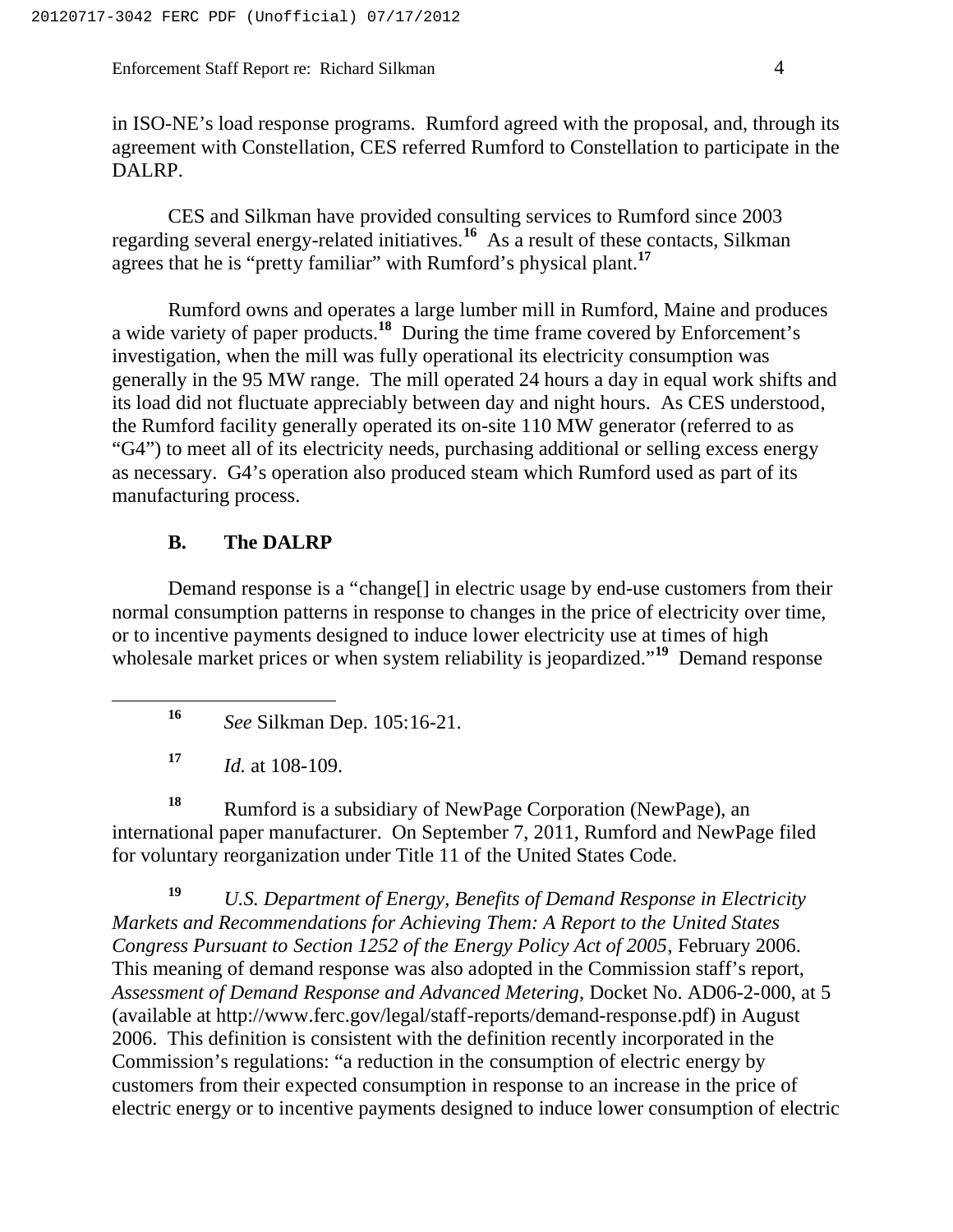in ISO-NE's load response programs. Rumford agreed with the proposal, and, through its agreement with Constellation, CES referred Rumford to Constellation to participate in the DALRP.

CES and Silkman have provided consulting services to Rumford since 2003 regarding several energy-related initiatives.[16] As a result of these contacts, Silkman agrees that he is "pretty familiar" with Rumford's physical plant.[17]

Rumford owns and operates a large lumber mill in Rumford, Maine and produces a wide variety of paper products.[18] During the time frame covered by Enforcement's investigation, when the mill was fully operational its electricity consumption was generally in the 95 MW range. The mill operated 24 hours a day in equal work shifts and its load did not fluctuate appreciably between day and night hours. As CES understood, the Rumford facility generally operated its on-site 110 MW generator (referred to as "G4") to meet all of its electricity needs, purchasing additional or selling excess energy as necessary. G4's operation also produced steam which Rumford used as part of its manufacturing process.

### B. The DALRP

Demand response is a "change[] in electric usage by end-use customers from their normal consumption patterns in response to changes in the price of electricity over time, or to incentive payments designed to induce lower electricity use at times of high wholesale market prices or when system reliability is jeopardized."[19] Demand response

---

[16] *See* Silkman Dep. 105:16-21.

[17] *Id.* at 108-109.

[18] Rumford is a subsidiary of NewPage Corporation (NewPage), an international paper manufacturer. On September 7, 2011, Rumford and NewPage filed for voluntary reorganization under Title 11 of the United States Code.

[19] *U.S. Department of Energy, Benefits of Demand Response in Electricity Markets and Recommendations for Achieving Them: A Report to the United States Congress Pursuant to Section 1252 of the Energy Policy Act of 2005*, February 2006. This meaning of demand response was also adopted in the Commission staff's report, *Assessment of Demand Response and Advanced Metering*, Docket No. AD06-2-000, at 5 (available at http://www.ferc.gov/legal/staff-reports/demand-response.pdf) in August 2006. This definition is consistent with the definition recently incorporated in the Commission's regulations: "a reduction in the consumption of electric energy by customers from their expected consumption in response to an increase in the price of electric energy or to incentive payments designed to induce lower consumption of electric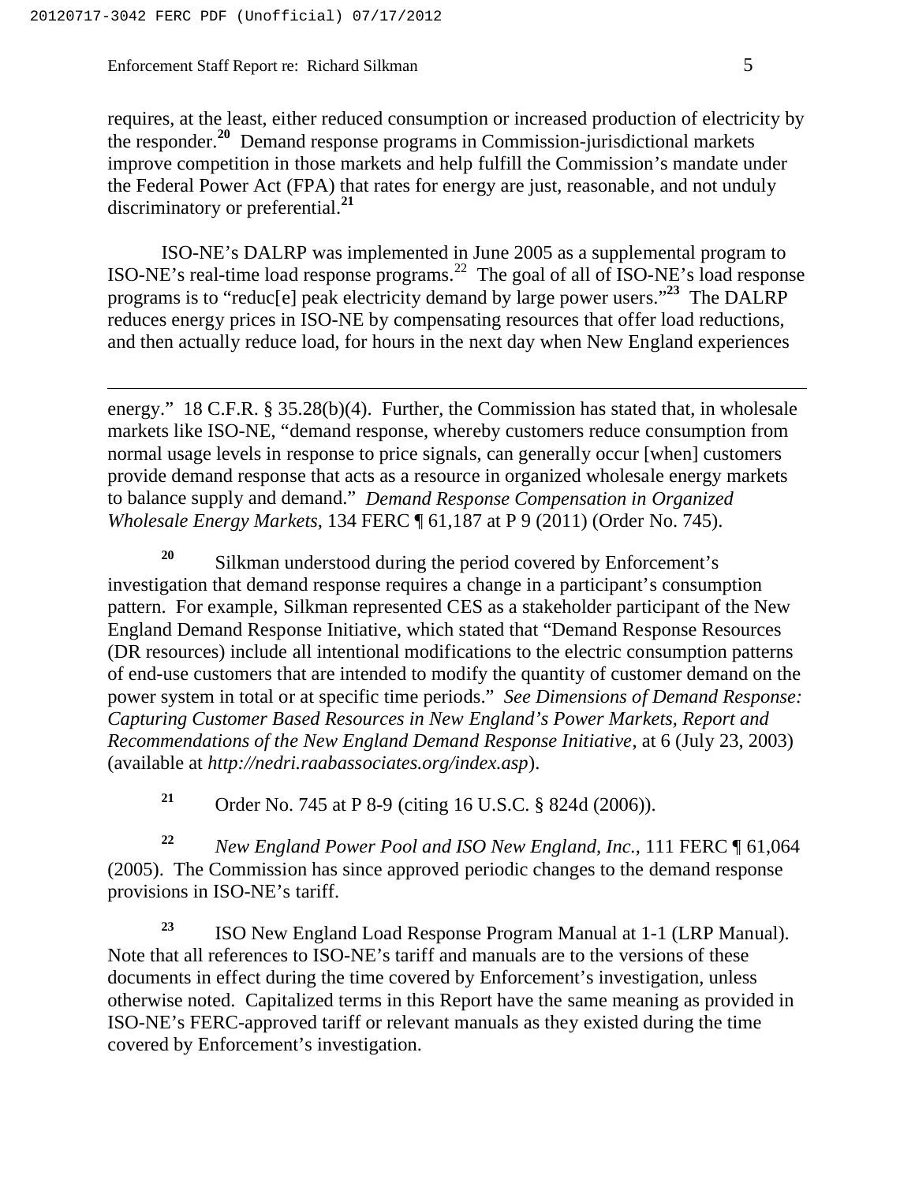requires, at the least, either reduced consumption or increased production of electricity by the responder.[20] Demand response programs in Commission-jurisdictional markets improve competition in those markets and help fulfill the Commission's mandate under the Federal Power Act (FPA) that rates for energy are just, reasonable, and not unduly discriminatory or preferential.[21]

ISO-NE's DALRP was implemented in June 2005 as a supplemental program to ISO-NE's real-time load response programs.[22] The goal of all of ISO-NE's load response programs is to "reduc[e] peak electricity demand by large power users."[23] The DALRP reduces energy prices in ISO-NE by compensating resources that offer load reductions, and then actually reduce load, for hours in the next day when New England experiences

---

energy." 18 C.F.R. § 35.28(b)(4). Further, the Commission has stated that, in wholesale markets like ISO-NE, "demand response, whereby customers reduce consumption from normal usage levels in response to price signals, can generally occur [when] customers provide demand response that acts as a resource in organized wholesale energy markets to balance supply and demand." *Demand Response Compensation in Organized Wholesale Energy Markets*, 134 FERC ¶ 61,187 at P 9 (2011) (Order No. 745).

[20] Silkman understood during the period covered by Enforcement's investigation that demand response requires a change in a participant's consumption pattern. For example, Silkman represented CES as a stakeholder participant of the New England Demand Response Initiative, which stated that "Demand Response Resources (DR resources) include all intentional modifications to the electric consumption patterns of end-use customers that are intended to modify the quantity of customer demand on the power system in total or at specific time periods." *See Dimensions of Demand Response: Capturing Customer Based Resources in New England's Power Markets, Report and Recommendations of the New England Demand Response Initiative*, at 6 (July 23, 2003) (available at *http://nedri.raabassociates.org/index.asp*).

[21] Order No. 745 at P 8-9 (citing 16 U.S.C. § 824d (2006)).

[22] *New England Power Pool and ISO New England, Inc.*, 111 FERC ¶ 61,064 (2005). The Commission has since approved periodic changes to the demand response provisions in ISO-NE's tariff.

[23] ISO New England Load Response Program Manual at 1-1 (LRP Manual). Note that all references to ISO-NE's tariff and manuals are to the versions of these documents in effect during the time covered by Enforcement's investigation, unless otherwise noted. Capitalized terms in this Report have the same meaning as provided in ISO-NE's FERC-approved tariff or relevant manuals as they existed during the time covered by Enforcement's investigation.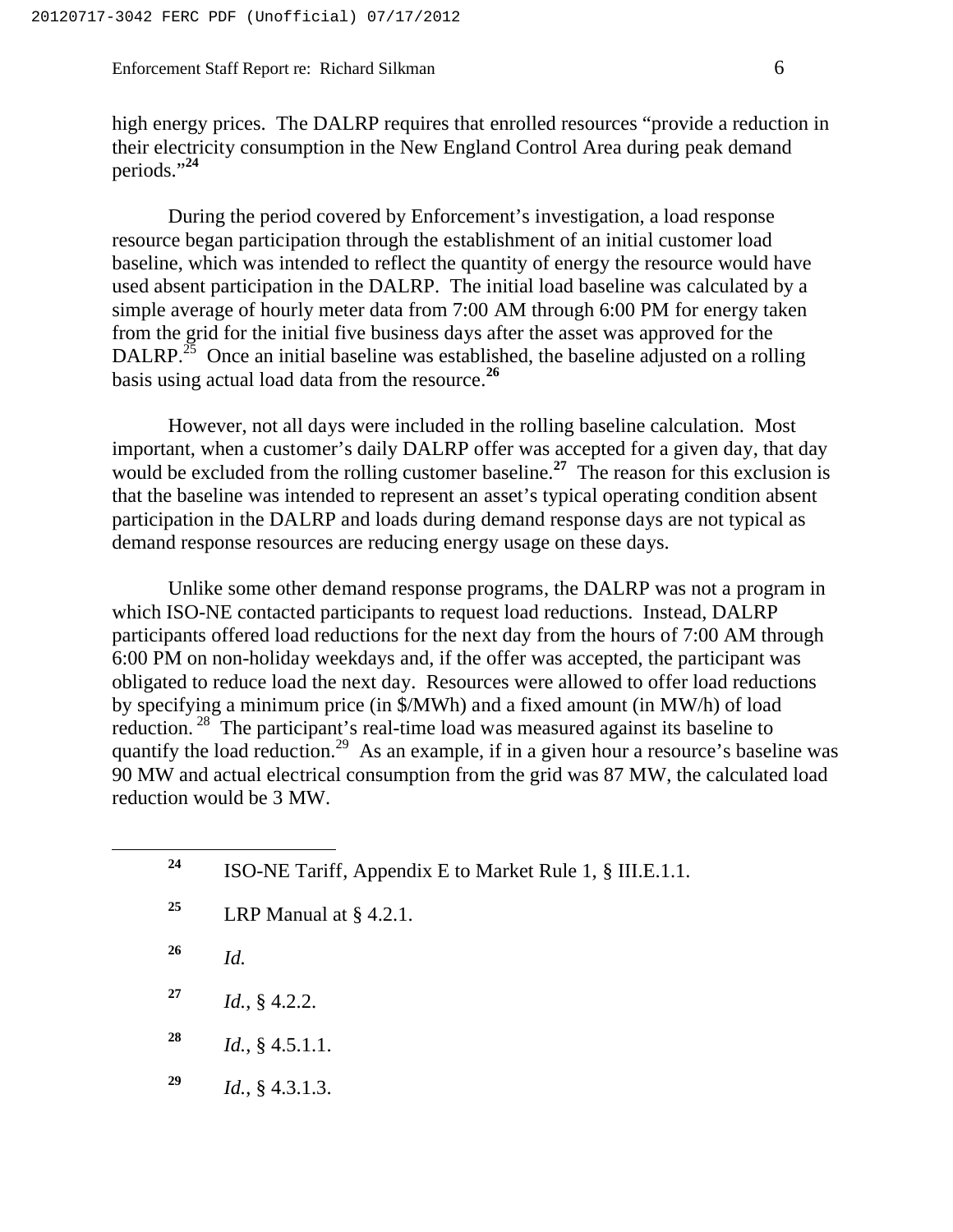high energy prices. The DALRP requires that enrolled resources "provide a reduction in their electricity consumption in the New England Control Area during peak demand periods."[24]

During the period covered by Enforcement's investigation, a load response resource began participation through the establishment of an initial customer load baseline, which was intended to reflect the quantity of energy the resource would have used absent participation in the DALRP. The initial load baseline was calculated by a simple average of hourly meter data from 7:00 AM through 6:00 PM for energy taken from the grid for the initial five business days after the asset was approved for the DALRP.[25] Once an initial baseline was established, the baseline adjusted on a rolling basis using actual load data from the resource.[26]

However, not all days were included in the rolling baseline calculation. Most important, when a customer's daily DALRP offer was accepted for a given day, that day would be excluded from the rolling customer baseline.[27] The reason for this exclusion is that the baseline was intended to represent an asset's typical operating condition absent participation in the DALRP and loads during demand response days are not typical as demand response resources are reducing energy usage on these days.

Unlike some other demand response programs, the DALRP was not a program in which ISO-NE contacted participants to request load reductions. Instead, DALRP participants offered load reductions for the next day from the hours of 7:00 AM through 6:00 PM on non-holiday weekdays and, if the offer was accepted, the participant was obligated to reduce load the next day. Resources were allowed to offer load reductions by specifying a minimum price (in $/MWh) and a fixed amount (in MW/h) of load reduction.[28] The participant's real-time load was measured against its baseline to quantify the load reduction.[29] As an example, if in a given hour a resource's baseline was 90 MW and actual electrical consumption from the grid was 87 MW, the calculated load reduction would be 3 MW.

---

[24] ISO-NE Tariff, Appendix E to Market Rule 1, § III.E.1.1.

[25] LRP Manual at § 4.2.1.

[26] *Id.*

[27] *Id.*, § 4.2.2.

[28] *Id.*, § 4.5.1.1.

[29] *Id.*, § 4.3.1.3.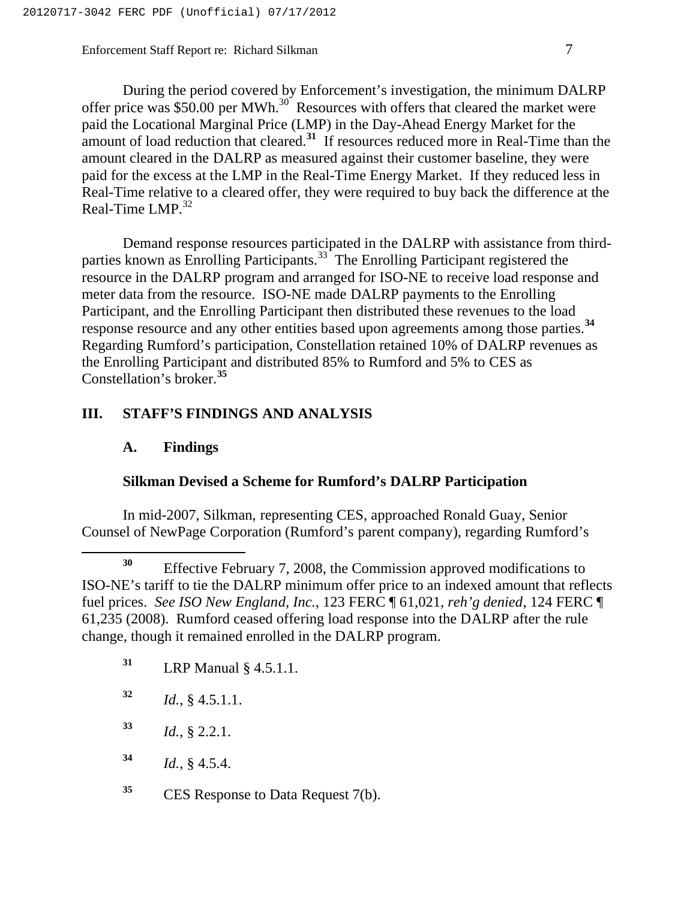During the period covered by Enforcement's investigation, the minimum DALRP offer price was $50.00 per MWh.[30] Resources with offers that cleared the market were paid the Locational Marginal Price (LMP) in the Day-Ahead Energy Market for the amount of load reduction that cleared.[31] If resources reduced more in Real-Time than the amount cleared in the DALRP as measured against their customer baseline, they were paid for the excess at the LMP in the Real-Time Energy Market. If they reduced less in Real-Time relative to a cleared offer, they were required to buy back the difference at the Real-Time LMP.[32]

Demand response resources participated in the DALRP with assistance from third-parties known as Enrolling Participants.[33] The Enrolling Participant registered the resource in the DALRP program and arranged for ISO-NE to receive load response and meter data from the resource. ISO-NE made DALRP payments to the Enrolling Participant, and the Enrolling Participant then distributed these revenues to the load response resource and any other entities based upon agreements among those parties.[34] Regarding Rumford's participation, Constellation retained 10% of DALRP revenues as the Enrolling Participant and distributed 85% to Rumford and 5% to CES as Constellation's broker.[35]

## III. STAFF'S FINDINGS AND ANALYSIS

### A. Findings

**Silkman Devised a Scheme for Rumford's DALRP Participation**

In mid-2007, Silkman, representing CES, approached Ronald Guay, Senior Counsel of NewPage Corporation (Rumford's parent company), regarding Rumford's

---

[30] Effective February 7, 2008, the Commission approved modifications to ISO-NE's tariff to tie the DALRP minimum offer price to an indexed amount that reflects fuel prices. *See ISO New England, Inc.*, 123 FERC ¶ 61,021, *reh'g denied*, 124 FERC ¶ 61,235 (2008). Rumford ceased offering load response into the DALRP after the rule change, though it remained enrolled in the DALRP program.

[31] LRP Manual § 4.5.1.1.

[32] *Id.*, § 4.5.1.1.

[33] *Id.*, § 2.2.1.

[34] *Id.*, § 4.5.4.

[35] CES Response to Data Request 7(b).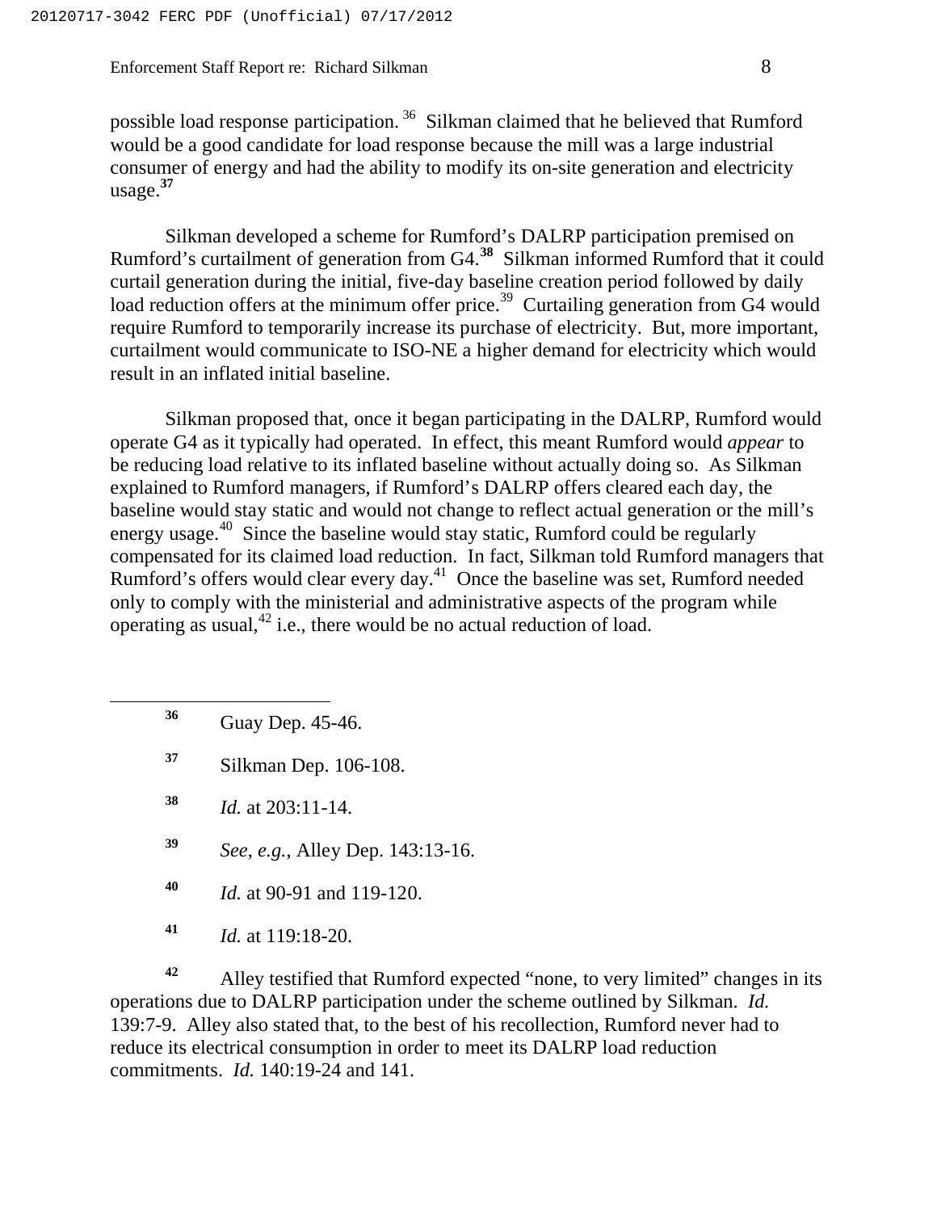possible load response participation.[36] Silkman claimed that he believed that Rumford would be a good candidate for load response because the mill was a large industrial consumer of energy and had the ability to modify its on-site generation and electricity usage.[37]

Silkman developed a scheme for Rumford's DALRP participation premised on Rumford's curtailment of generation from G4.[38] Silkman informed Rumford that it could curtail generation during the initial, five-day baseline creation period followed by daily load reduction offers at the minimum offer price.[39] Curtailing generation from G4 would require Rumford to temporarily increase its purchase of electricity. But, more important, curtailment would communicate to ISO-NE a higher demand for electricity which would result in an inflated initial baseline.

Silkman proposed that, once it began participating in the DALRP, Rumford would operate G4 as it typically had operated. In effect, this meant Rumford would *appear* to be reducing load relative to its inflated baseline without actually doing so. As Silkman explained to Rumford managers, if Rumford's DALRP offers cleared each day, the baseline would stay static and would not change to reflect actual generation or the mill's energy usage.[40] Since the baseline would stay static, Rumford could be regularly compensated for its claimed load reduction. In fact, Silkman told Rumford managers that Rumford's offers would clear every day.[41] Once the baseline was set, Rumford needed only to comply with the ministerial and administrative aspects of the program while operating as usual,[42] i.e., there would be no actual reduction of load.

---

[36] Guay Dep. 45-46.

[37] Silkman Dep. 106-108.

[38] *Id.* at 203:11-14.

[39] *See, e.g.*, Alley Dep. 143:13-16.

[40] *Id.* at 90-91 and 119-120.

[41] *Id.* at 119:18-20.

[42] Alley testified that Rumford expected "none, to very limited" changes in its operations due to DALRP participation under the scheme outlined by Silkman. *Id.* 139:7-9. Alley also stated that, to the best of his recollection, Rumford never had to reduce its electrical consumption in order to meet its DALRP load reduction commitments. *Id.* 140:19-24 and 141.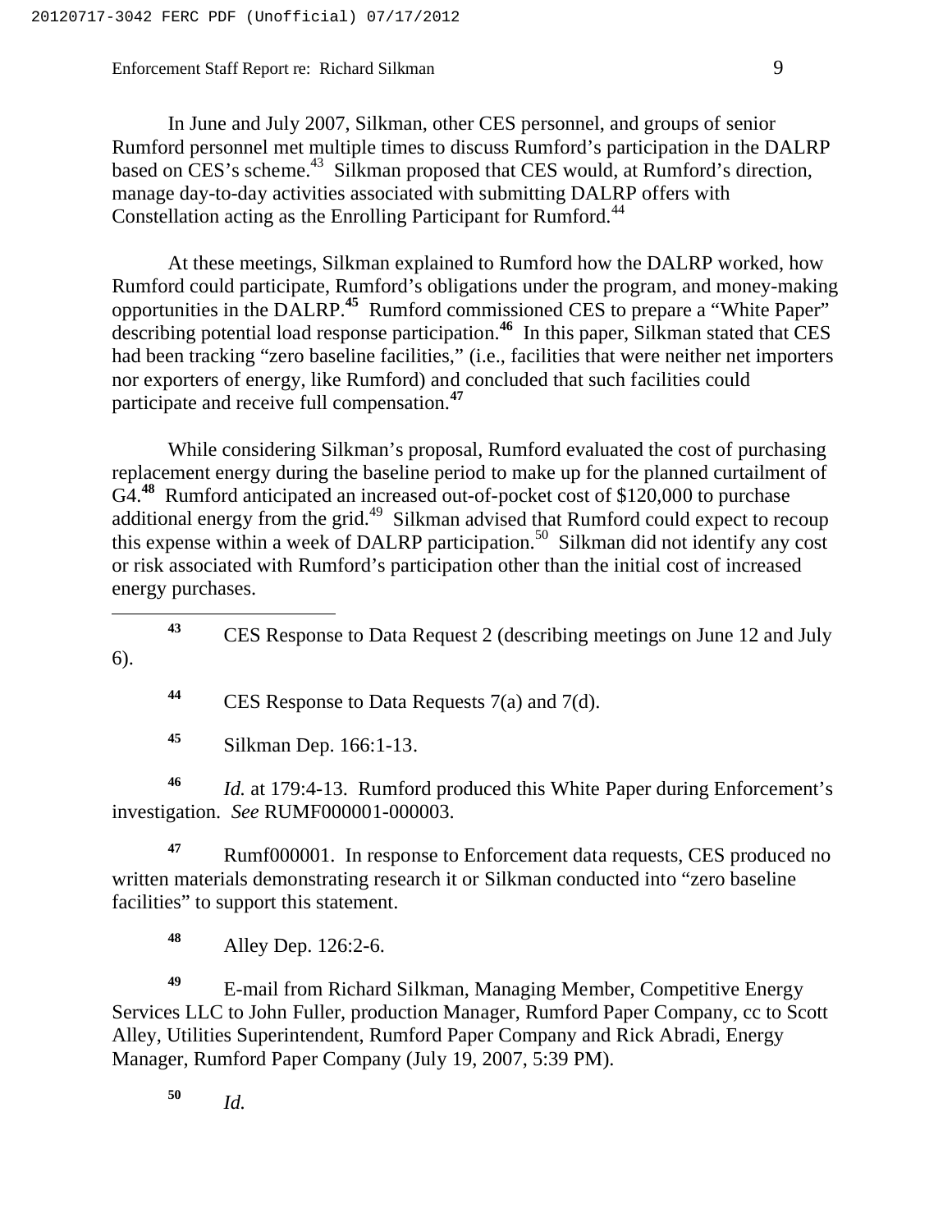In June and July 2007, Silkman, other CES personnel, and groups of senior Rumford personnel met multiple times to discuss Rumford's participation in the DALRP based on CES's scheme.[43] Silkman proposed that CES would, at Rumford's direction, manage day-to-day activities associated with submitting DALRP offers with Constellation acting as the Enrolling Participant for Rumford.[44]

At these meetings, Silkman explained to Rumford how the DALRP worked, how Rumford could participate, Rumford's obligations under the program, and money-making opportunities in the DALRP.[45] Rumford commissioned CES to prepare a "White Paper" describing potential load response participation.[46] In this paper, Silkman stated that CES had been tracking "zero baseline facilities," (i.e., facilities that were neither net importers nor exporters of energy, like Rumford) and concluded that such facilities could participate and receive full compensation.[47]

While considering Silkman's proposal, Rumford evaluated the cost of purchasing replacement energy during the baseline period to make up for the planned curtailment of G4.[48] Rumford anticipated an increased out-of-pocket cost of $120,000 to purchase additional energy from the grid.[49] Silkman advised that Rumford could expect to recoup this expense within a week of DALRP participation.[50] Silkman did not identify any cost or risk associated with Rumford's participation other than the initial cost of increased energy purchases.

---

[43] CES Response to Data Request 2 (describing meetings on June 12 and July 6).

[44] CES Response to Data Requests 7(a) and 7(d).

[45] Silkman Dep. 166:1-13.

[46] *Id.* at 179:4-13. Rumford produced this White Paper during Enforcement's investigation. *See* RUMF000001-000003.

[47] Rumf000001. In response to Enforcement data requests, CES produced no written materials demonstrating research it or Silkman conducted into "zero baseline facilities" to support this statement.

[48] Alley Dep. 126:2-6.

[49] E-mail from Richard Silkman, Managing Member, Competitive Energy Services LLC to John Fuller, production Manager, Rumford Paper Company, cc to Scott Alley, Utilities Superintendent, Rumford Paper Company and Rick Abradi, Energy Manager, Rumford Paper Company (July 19, 2007, 5:39 PM).

[50] *Id.*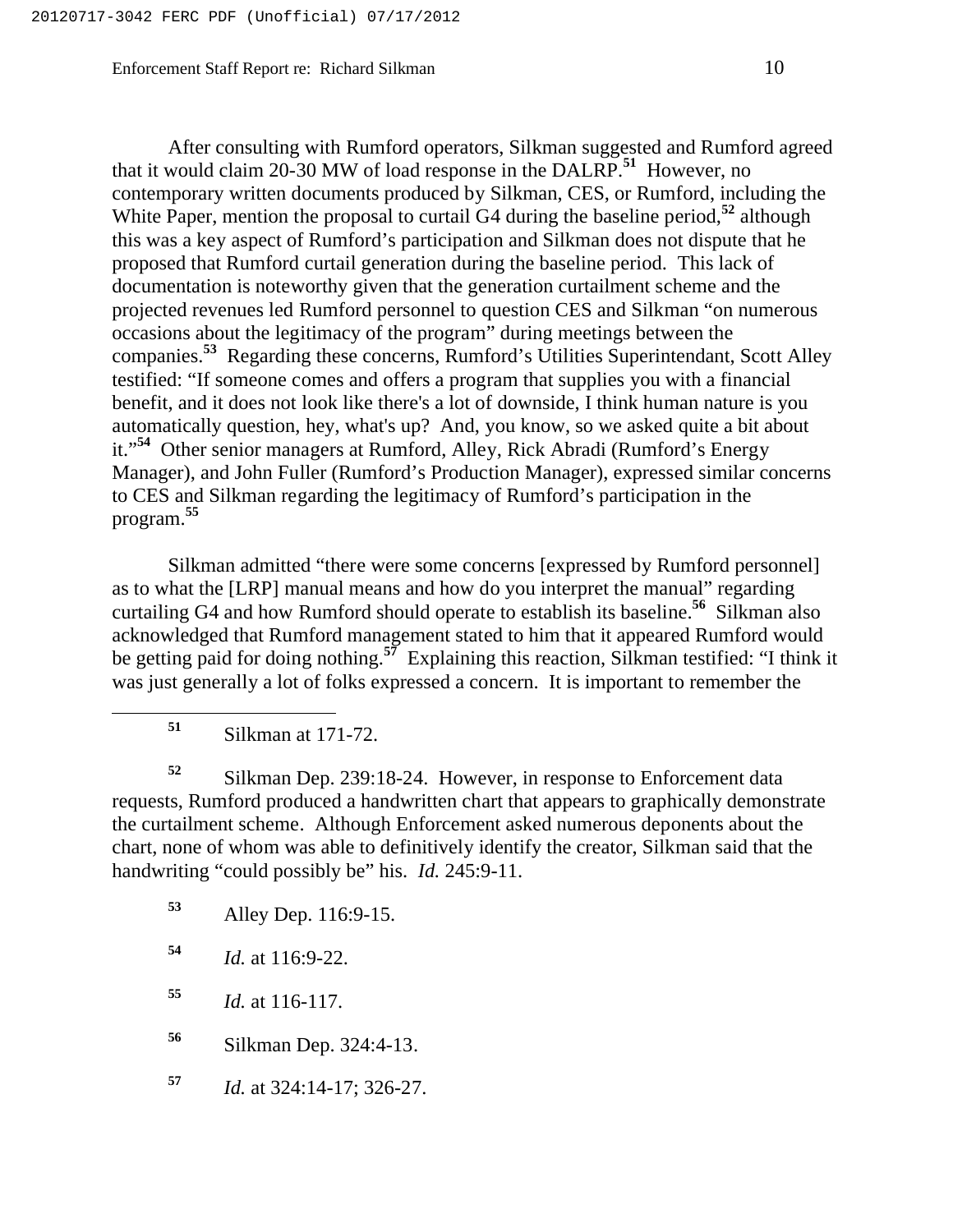After consulting with Rumford operators, Silkman suggested and Rumford agreed that it would claim 20-30 MW of load response in the DALRP.[51] However, no contemporary written documents produced by Silkman, CES, or Rumford, including the White Paper, mention the proposal to curtail G4 during the baseline period,[52] although this was a key aspect of Rumford's participation and Silkman does not dispute that he proposed that Rumford curtail generation during the baseline period. This lack of documentation is noteworthy given that the generation curtailment scheme and the projected revenues led Rumford personnel to question CES and Silkman "on numerous occasions about the legitimacy of the program" during meetings between the companies.[53] Regarding these concerns, Rumford's Utilities Superintendant, Scott Alley testified: "If someone comes and offers a program that supplies you with a financial benefit, and it does not look like there's a lot of downside, I think human nature is you automatically question, hey, what's up? And, you know, so we asked quite a bit about it."[54] Other senior managers at Rumford, Alley, Rick Abradi (Rumford's Energy Manager), and John Fuller (Rumford's Production Manager), expressed similar concerns to CES and Silkman regarding the legitimacy of Rumford's participation in the program.[55]

Silkman admitted "there were some concerns [expressed by Rumford personnel] as to what the [LRP] manual means and how do you interpret the manual" regarding curtailing G4 and how Rumford should operate to establish its baseline.[56] Silkman also acknowledged that Rumford management stated to him that it appeared Rumford would be getting paid for doing nothing.[57] Explaining this reaction, Silkman testified: "I think it was just generally a lot of folks expressed a concern. It is important to remember the

---

[51] Silkman at 171-72.

[52] Silkman Dep. 239:18-24. However, in response to Enforcement data requests, Rumford produced a handwritten chart that appears to graphically demonstrate the curtailment scheme. Although Enforcement asked numerous deponents about the chart, none of whom was able to definitively identify the creator, Silkman said that the handwriting "could possibly be" his. *Id.* 245:9-11.

[53] Alley Dep. 116:9-15.

[54] *Id.* at 116:9-22.

[55] *Id.* at 116-117.

[56] Silkman Dep. 324:4-13.

[57] *Id.* at 324:14-17; 326-27.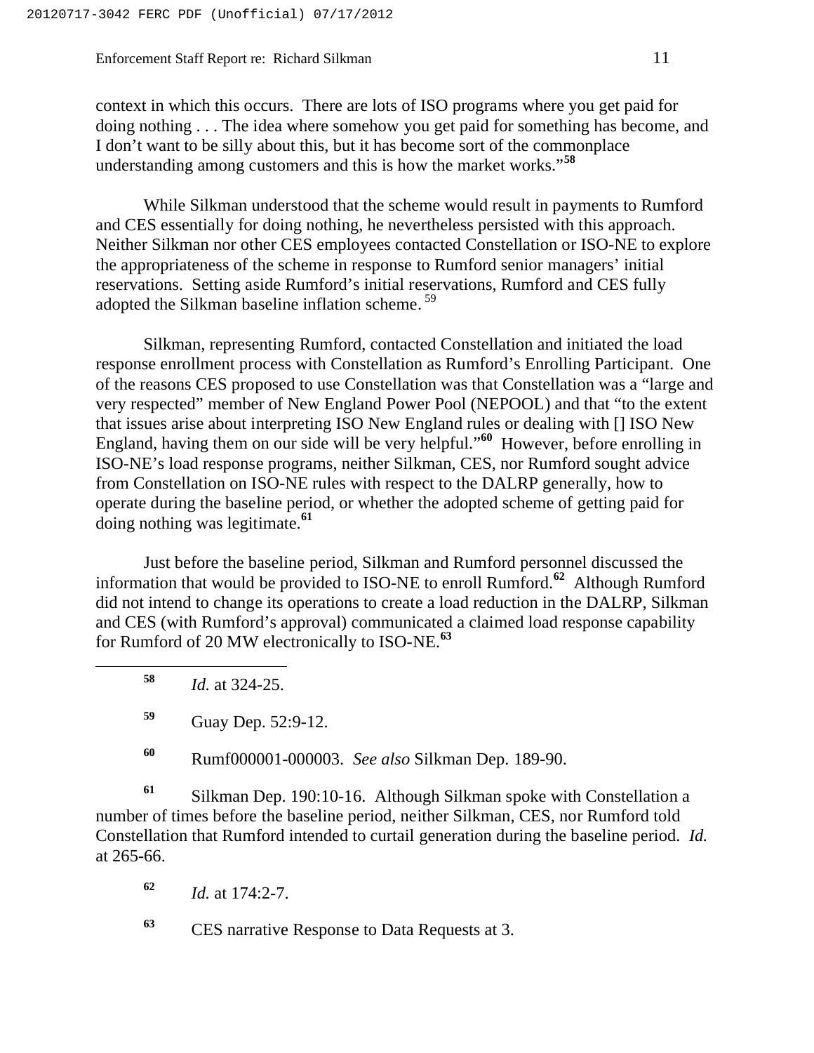context in which this occurs. There are lots of ISO programs where you get paid for doing nothing . . . The idea where somehow you get paid for something has become, and I don't want to be silly about this, but it has become sort of the commonplace understanding among customers and this is how the market works."[58]

While Silkman understood that the scheme would result in payments to Rumford and CES essentially for doing nothing, he nevertheless persisted with this approach. Neither Silkman nor other CES employees contacted Constellation or ISO-NE to explore the appropriateness of the scheme in response to Rumford senior managers' initial reservations. Setting aside Rumford's initial reservations, Rumford and CES fully adopted the Silkman baseline inflation scheme.[59]

Silkman, representing Rumford, contacted Constellation and initiated the load response enrollment process with Constellation as Rumford's Enrolling Participant. One of the reasons CES proposed to use Constellation was that Constellation was a "large and very respected" member of New England Power Pool (NEPOOL) and that "to the extent that issues arise about interpreting ISO New England rules or dealing with [] ISO New England, having them on our side will be very helpful."[60] However, before enrolling in ISO-NE's load response programs, neither Silkman, CES, nor Rumford sought advice from Constellation on ISO-NE rules with respect to the DALRP generally, how to operate during the baseline period, or whether the adopted scheme of getting paid for doing nothing was legitimate.[61]

Just before the baseline period, Silkman and Rumford personnel discussed the information that would be provided to ISO-NE to enroll Rumford.[62] Although Rumford did not intend to change its operations to create a load reduction in the DALRP, Silkman and CES (with Rumford's approval) communicated a claimed load response capability for Rumford of 20 MW electronically to ISO-NE.[63]

---

[58] *Id.* at 324-25.

[59] Guay Dep. 52:9-12.

[60] Rumf000001-000003. *See also* Silkman Dep. 189-90.

[61] Silkman Dep. 190:10-16. Although Silkman spoke with Constellation a number of times before the baseline period, neither Silkman, CES, nor Rumford told Constellation that Rumford intended to curtail generation during the baseline period. *Id.* at 265-66.

[62] *Id.* at 174:2-7.

[63] CES narrative Response to Data Requests at 3.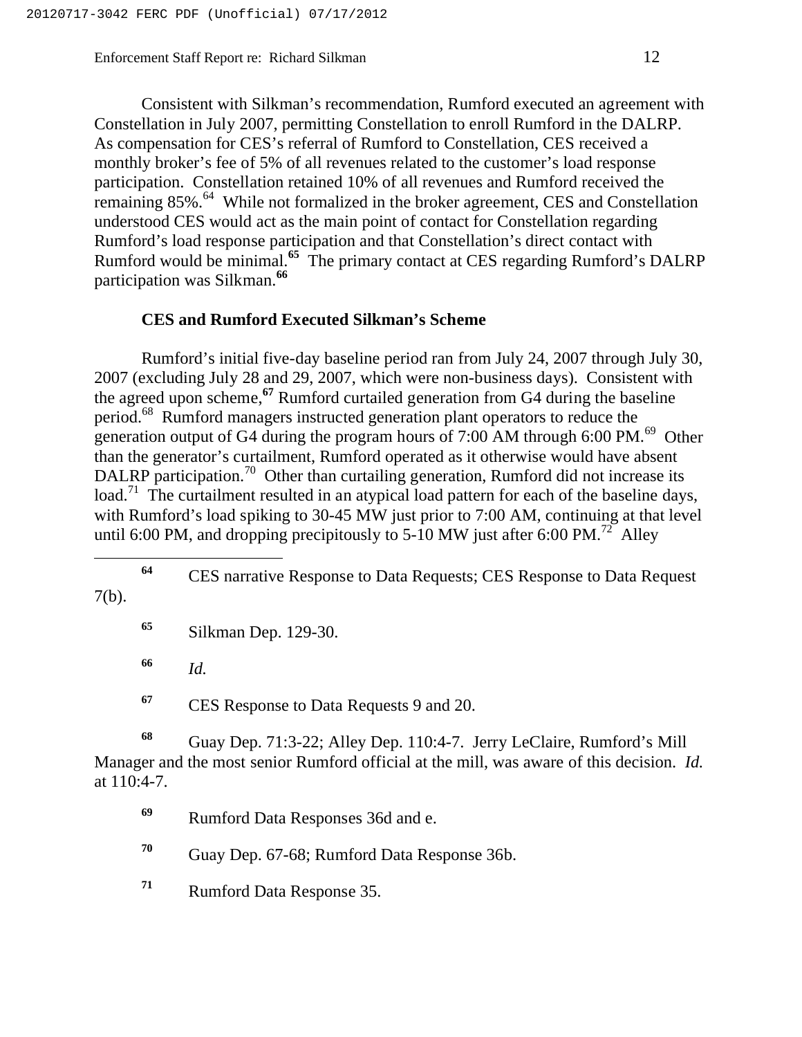Consistent with Silkman's recommendation, Rumford executed an agreement with Constellation in July 2007, permitting Constellation to enroll Rumford in the DALRP. As compensation for CES's referral of Rumford to Constellation, CES received a monthly broker's fee of 5% of all revenues related to the customer's load response participation. Constellation retained 10% of all revenues and Rumford received the remaining 85%.[64] While not formalized in the broker agreement, CES and Constellation understood CES would act as the main point of contact for Constellation regarding Rumford's load response participation and that Constellation's direct contact with Rumford would be minimal.[65] The primary contact at CES regarding Rumford's DALRP participation was Silkman.[66]

**CES and Rumford Executed Silkman's Scheme**

Rumford's initial five-day baseline period ran from July 24, 2007 through July 30, 2007 (excluding July 28 and 29, 2007, which were non-business days). Consistent with the agreed upon scheme,[67] Rumford curtailed generation from G4 during the baseline period.[68] Rumford managers instructed generation plant operators to reduce the generation output of G4 during the program hours of 7:00 AM through 6:00 PM.[69] Other than the generator's curtailment, Rumford operated as it otherwise would have absent DALRP participation.[70] Other than curtailing generation, Rumford did not increase its load.[71] The curtailment resulted in an atypical load pattern for each of the baseline days, with Rumford's load spiking to 30-45 MW just prior to 7:00 AM, continuing at that level until 6:00 PM, and dropping precipitously to 5-10 MW just after 6:00 PM.[72] Alley

---

[64] CES narrative Response to Data Requests; CES Response to Data Request 7(b).

[65] Silkman Dep. 129-30.

[66] *Id.*

[67] CES Response to Data Requests 9 and 20.

[68] Guay Dep. 71:3-22; Alley Dep. 110:4-7. Jerry LeClaire, Rumford's Mill Manager and the most senior Rumford official at the mill, was aware of this decision. *Id.* at 110:4-7.

[69] Rumford Data Responses 36d and e.

[70] Guay Dep. 67-68; Rumford Data Response 36b.

[71] Rumford Data Response 35.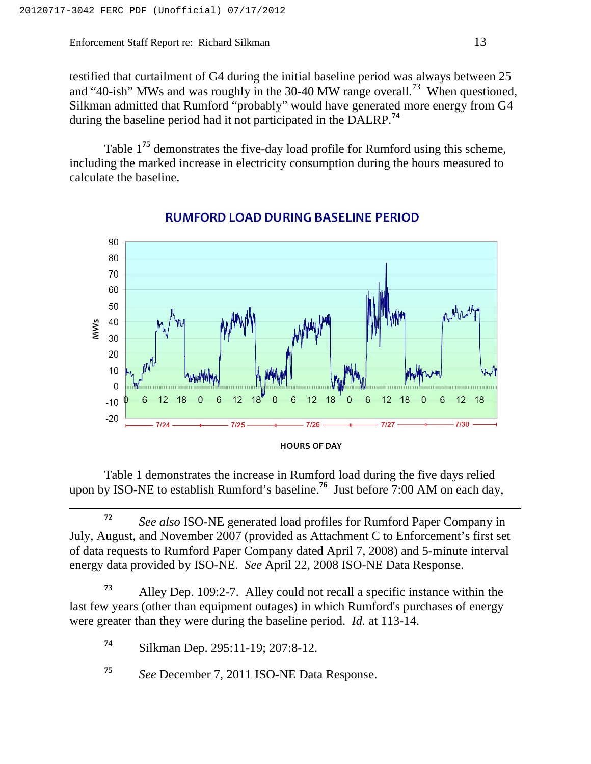testified that curtailment of G4 during the initial baseline period was always between 25 and "40-ish" MWs and was roughly in the 30-40 MW range overall.[73] When questioned, Silkman admitted that Rumford "probably" would have generated more energy from G4 during the baseline period had it not participated in the DALRP.[74]

Table 1[75] demonstrates the five-day load profile for Rumford using this scheme, including the marked increase in electricity consumption during the hours measured to calculate the baseline.

**RUMFORD LOAD DURING BASELINE PERIOD**

Table 1 demonstrates the increase in Rumford load during the five days relied upon by ISO-NE to establish Rumford's baseline.[76] Just before 7:00 AM on each day,

---

[72] *See also* ISO-NE generated load profiles for Rumford Paper Company in July, August, and November 2007 (provided as Attachment C to Enforcement's first set of data requests to Rumford Paper Company dated April 7, 2008) and 5-minute interval energy data provided by ISO-NE. *See* April 22, 2008 ISO-NE Data Response.

[73] Alley Dep. 109:2-7. Alley could not recall a specific instance within the last few years (other than equipment outages) in which Rumford's purchases of energy were greater than they were during the baseline period. *Id.* at 113-14.

[74] Silkman Dep. 295:11-19; 207:8-12.

[75] *See* December 7, 2011 ISO-NE Data Response.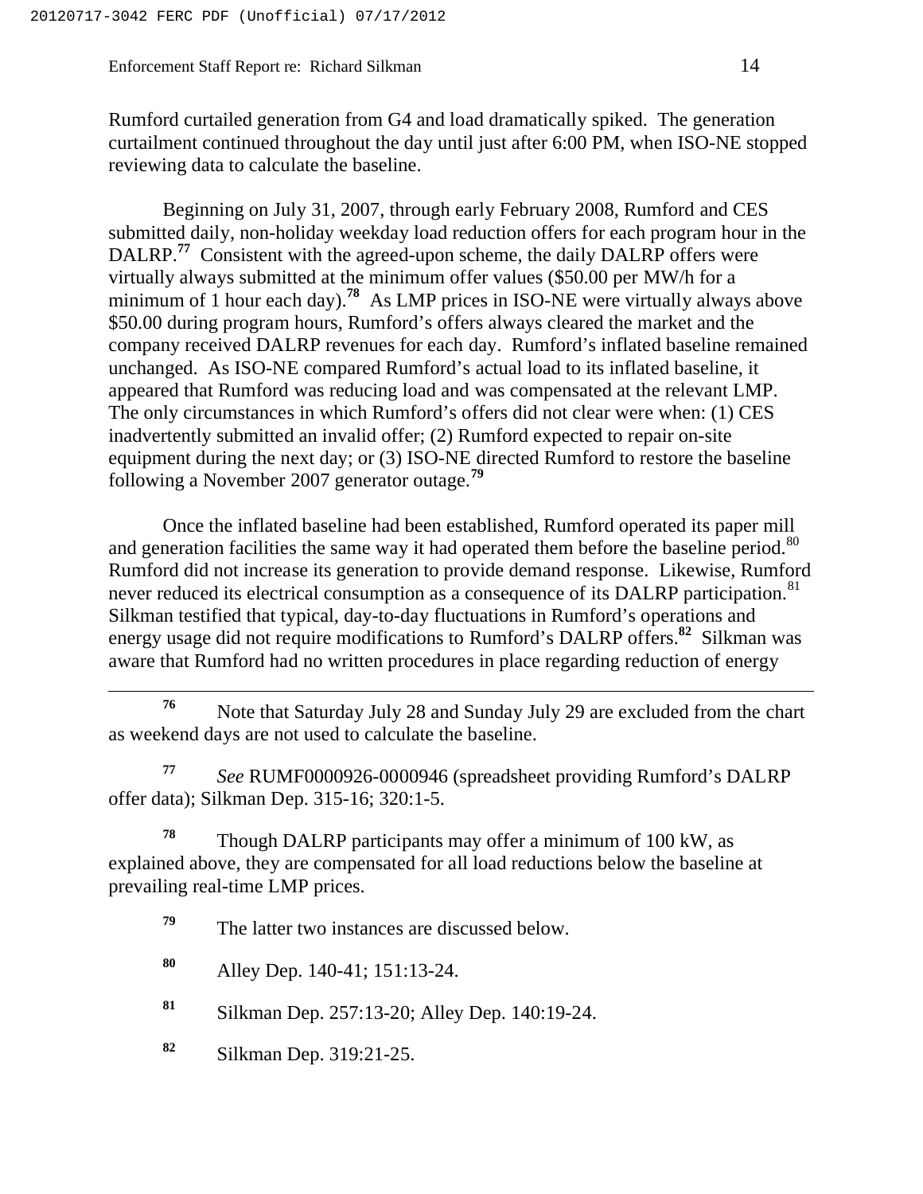Rumford curtailed generation from G4 and load dramatically spiked. The generation curtailment continued throughout the day until just after 6:00 PM, when ISO-NE stopped reviewing data to calculate the baseline.

Beginning on July 31, 2007, through early February 2008, Rumford and CES submitted daily, non-holiday weekday load reduction offers for each program hour in the DALRP.[77] Consistent with the agreed-upon scheme, the daily DALRP offers were virtually always submitted at the minimum offer values ($50.00 per MW/h for a minimum of 1 hour each day).[78] As LMP prices in ISO-NE were virtually always above $50.00 during program hours, Rumford's offers always cleared the market and the company received DALRP revenues for each day. Rumford's inflated baseline remained unchanged. As ISO-NE compared Rumford's actual load to its inflated baseline, it appeared that Rumford was reducing load and was compensated at the relevant LMP. The only circumstances in which Rumford's offers did not clear were when: (1) CES inadvertently submitted an invalid offer; (2) Rumford expected to repair on-site equipment during the next day; or (3) ISO-NE directed Rumford to restore the baseline following a November 2007 generator outage.[79]

Once the inflated baseline had been established, Rumford operated its paper mill and generation facilities the same way it had operated them before the baseline period.[80] Rumford did not increase its generation to provide demand response. Likewise, Rumford never reduced its electrical consumption as a consequence of its DALRP participation.[81] Silkman testified that typical, day-to-day fluctuations in Rumford's operations and energy usage did not require modifications to Rumford's DALRP offers.[82] Silkman was aware that Rumford had no written procedures in place regarding reduction of energy

---

[76] Note that Saturday July 28 and Sunday July 29 are excluded from the chart as weekend days are not used to calculate the baseline.

[77] *See* RUMF0000926-0000946 (spreadsheet providing Rumford's DALRP offer data); Silkman Dep. 315-16; 320:1-5.

[78] Though DALRP participants may offer a minimum of 100 kW, as explained above, they are compensated for all load reductions below the baseline at prevailing real-time LMP prices.

[79] The latter two instances are discussed below.

[80] Alley Dep. 140-41; 151:13-24.

[81] Silkman Dep. 257:13-20; Alley Dep. 140:19-24.

[82] Silkman Dep. 319:21-25.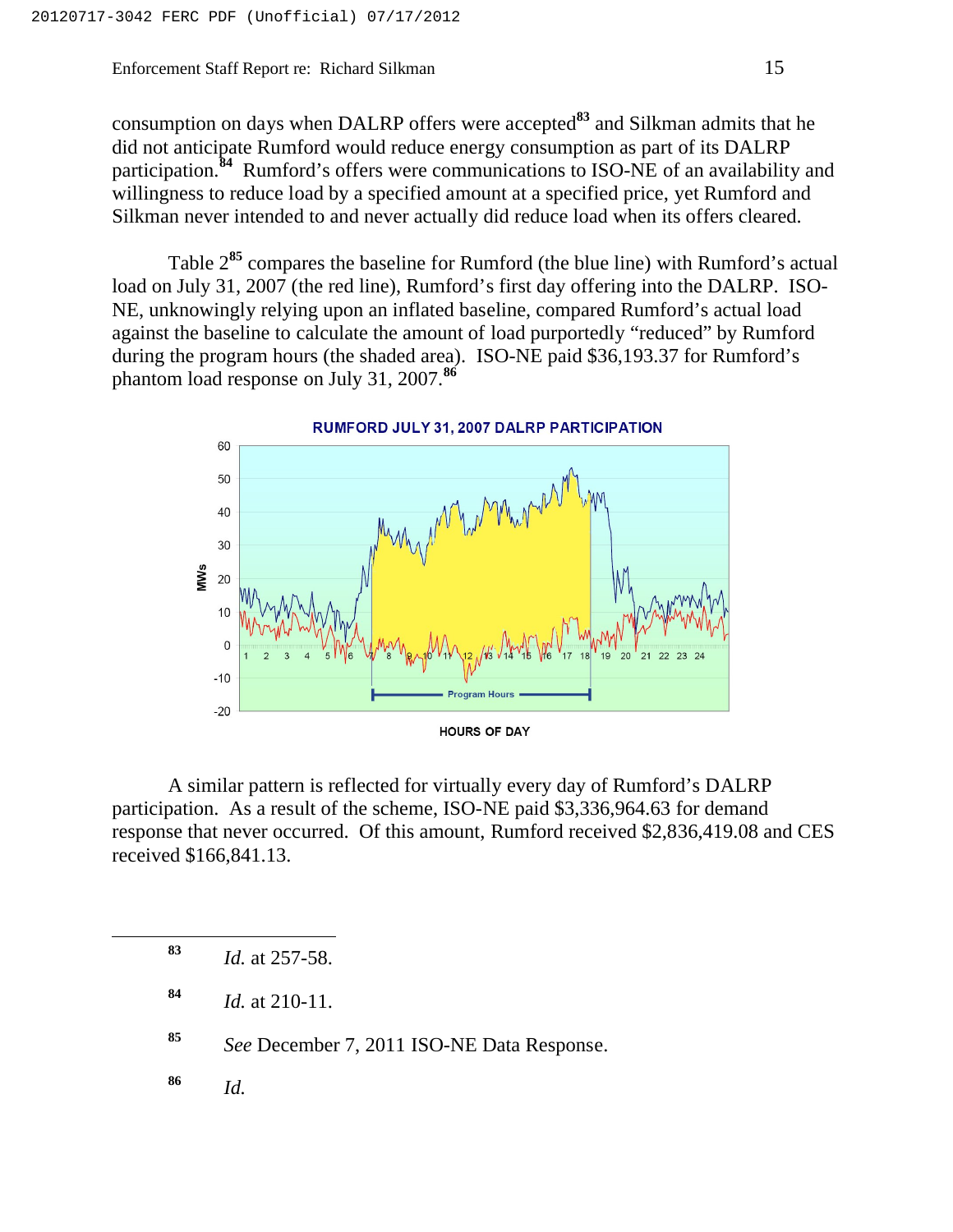consumption on days when DALRP offers were accepted[83] and Silkman admits that he did not anticipate Rumford would reduce energy consumption as part of its DALRP participation.[84] Rumford's offers were communications to ISO-NE of an availability and willingness to reduce load by a specified amount at a specified price, yet Rumford and Silkman never intended to and never actually did reduce load when its offers cleared.

Table 2[85] compares the baseline for Rumford (the blue line) with Rumford's actual load on July 31, 2007 (the red line), Rumford's first day offering into the DALRP. ISO-NE, unknowingly relying upon an inflated baseline, compared Rumford's actual load against the baseline to calculate the amount of load purportedly "reduced" by Rumford during the program hours (the shaded area). ISO-NE paid $36,193.37 for Rumford's phantom load response on July 31, 2007.[86]

**RUMFORD JULY 31, 2007 DALRP PARTICIPATION**

A similar pattern is reflected for virtually every day of Rumford's DALRP participation. As a result of the scheme, ISO-NE paid $3,336,964.63 for demand response that never occurred. Of this amount, Rumford received $2,836,419.08 and CES received $166,841.13.

---

[83] *Id.* at 257-58.

[84] *Id.* at 210-11.

[85] *See* December 7, 2011 ISO-NE Data Response.

[86] *Id.*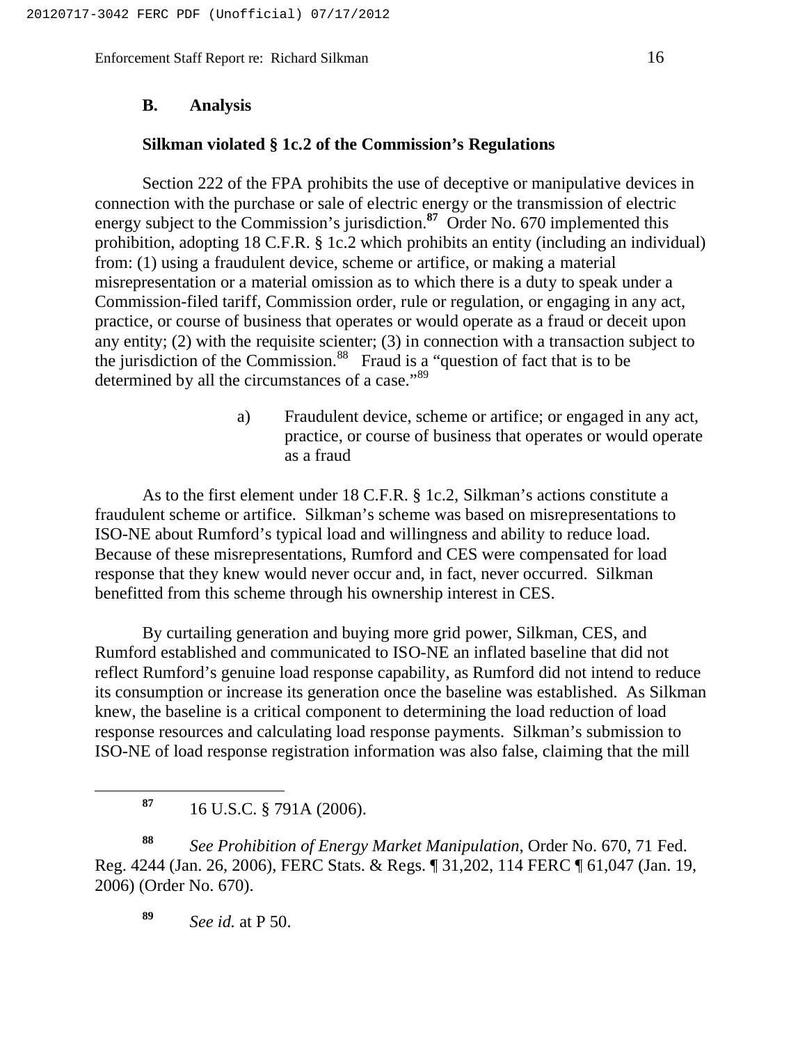## B. Analysis

### Silkman violated § 1c.2 of the Commission's Regulations

Section 222 of the FPA prohibits the use of deceptive or manipulative devices in connection with the purchase or sale of electric energy or the transmission of electric energy subject to the Commission's jurisdiction.[87] Order No. 670 implemented this prohibition, adopting 18 C.F.R. § 1c.2 which prohibits an entity (including an individual) from: (1) using a fraudulent device, scheme or artifice, or making a material misrepresentation or a material omission as to which there is a duty to speak under a Commission-filed tariff, Commission order, rule or regulation, or engaging in any act, practice, or course of business that operates or would operate as a fraud or deceit upon any entity; (2) with the requisite scienter; (3) in connection with a transaction subject to the jurisdiction of the Commission.[88] Fraud is a "question of fact that is to be determined by all the circumstances of a case."[89]

#### a) Fraudulent device, scheme or artifice; or engaged in any act, practice, or course of business that operates or would operate as a fraud

As to the first element under 18 C.F.R. § 1c.2, Silkman's actions constitute a fraudulent scheme or artifice. Silkman's scheme was based on misrepresentations to ISO-NE about Rumford's typical load and willingness and ability to reduce load. Because of these misrepresentations, Rumford and CES were compensated for load response that they knew would never occur and, in fact, never occurred. Silkman benefitted from this scheme through his ownership interest in CES.

By curtailing generation and buying more grid power, Silkman, CES, and Rumford established and communicated to ISO-NE an inflated baseline that did not reflect Rumford's genuine load response capability, as Rumford did not intend to reduce its consumption or increase its generation once the baseline was established. As Silkman knew, the baseline is a critical component to determining the load reduction of load response resources and calculating load response payments. Silkman's submission to ISO-NE of load response registration information was also false, claiming that the mill

---

[87] 16 U.S.C. § 791A (2006).

[88] *See Prohibition of Energy Market Manipulation*, Order No. 670, 71 Fed. Reg. 4244 (Jan. 26, 2006), FERC Stats. & Regs. ¶ 31,202, 114 FERC ¶ 61,047 (Jan. 19, 2006) (Order No. 670).

[89] *See id.* at P 50.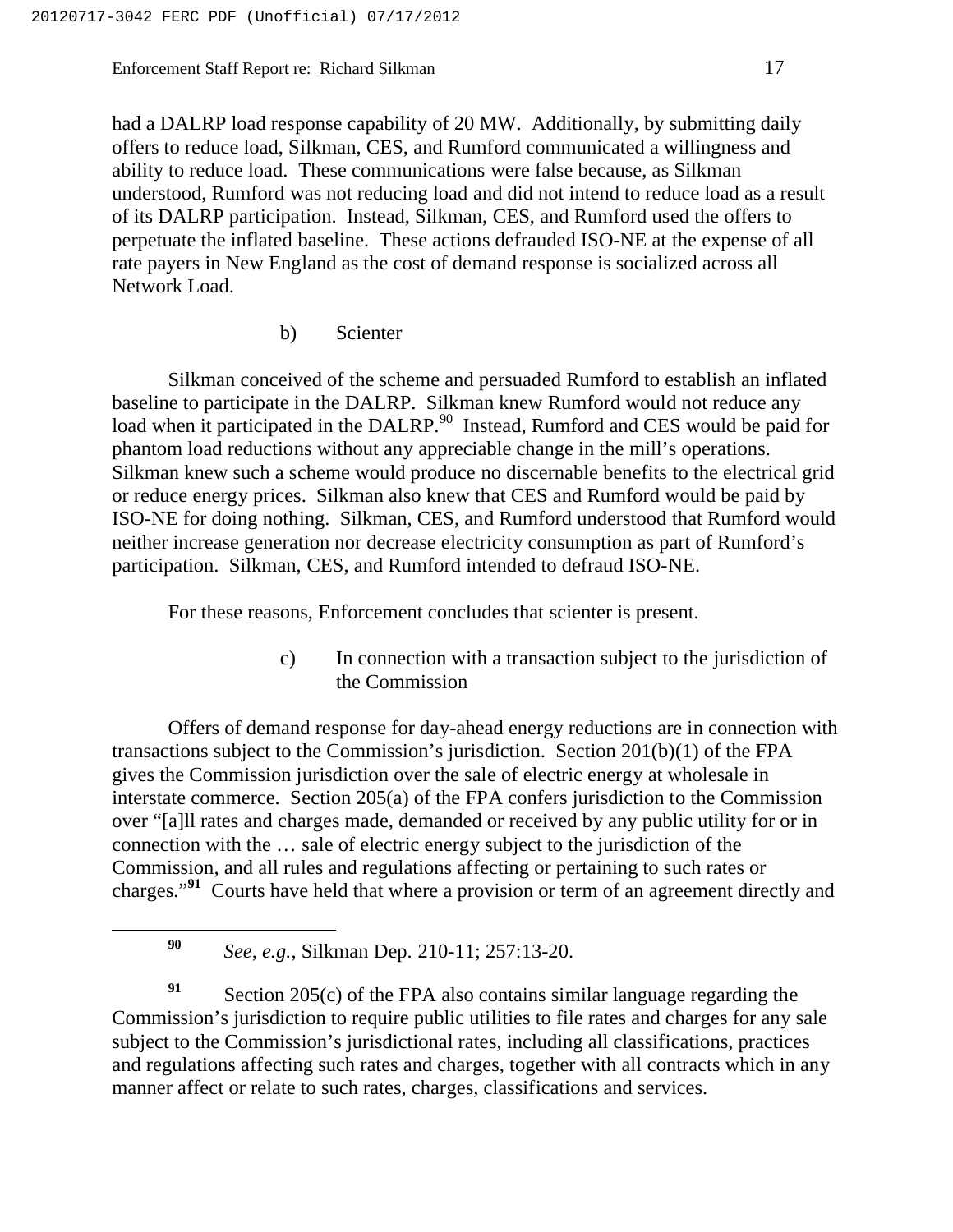had a DALRP load response capability of 20 MW. Additionally, by submitting daily offers to reduce load, Silkman, CES, and Rumford communicated a willingness and ability to reduce load. These communications were false because, as Silkman understood, Rumford was not reducing load and did not intend to reduce load as a result of its DALRP participation. Instead, Silkman, CES, and Rumford used the offers to perpetuate the inflated baseline. These actions defrauded ISO-NE at the expense of all rate payers in New England as the cost of demand response is socialized across all Network Load.

b) Scienter

Silkman conceived of the scheme and persuaded Rumford to establish an inflated baseline to participate in the DALRP. Silkman knew Rumford would not reduce any load when it participated in the DALRP.[90] Instead, Rumford and CES would be paid for phantom load reductions without any appreciable change in the mill's operations. Silkman knew such a scheme would produce no discernable benefits to the electrical grid or reduce energy prices. Silkman also knew that CES and Rumford would be paid by ISO-NE for doing nothing. Silkman, CES, and Rumford understood that Rumford would neither increase generation nor decrease electricity consumption as part of Rumford's participation. Silkman, CES, and Rumford intended to defraud ISO-NE.

For these reasons, Enforcement concludes that scienter is present.

c) In connection with a transaction subject to the jurisdiction of the Commission

Offers of demand response for day-ahead energy reductions are in connection with transactions subject to the Commission's jurisdiction. Section 201(b)(1) of the FPA gives the Commission jurisdiction over the sale of electric energy at wholesale in interstate commerce. Section 205(a) of the FPA confers jurisdiction to the Commission over "[a]ll rates and charges made, demanded or received by any public utility for or in connection with the … sale of electric energy subject to the jurisdiction of the Commission, and all rules and regulations affecting or pertaining to such rates or charges."[91] Courts have held that where a provision or term of an agreement directly and

---

[90] *See, e.g.*, Silkman Dep. 210-11; 257:13-20.

[91] Section 205(c) of the FPA also contains similar language regarding the Commission's jurisdiction to require public utilities to file rates and charges for any sale subject to the Commission's jurisdictional rates, including all classifications, practices and regulations affecting such rates and charges, together with all contracts which in any manner affect or relate to such rates, charges, classifications and services.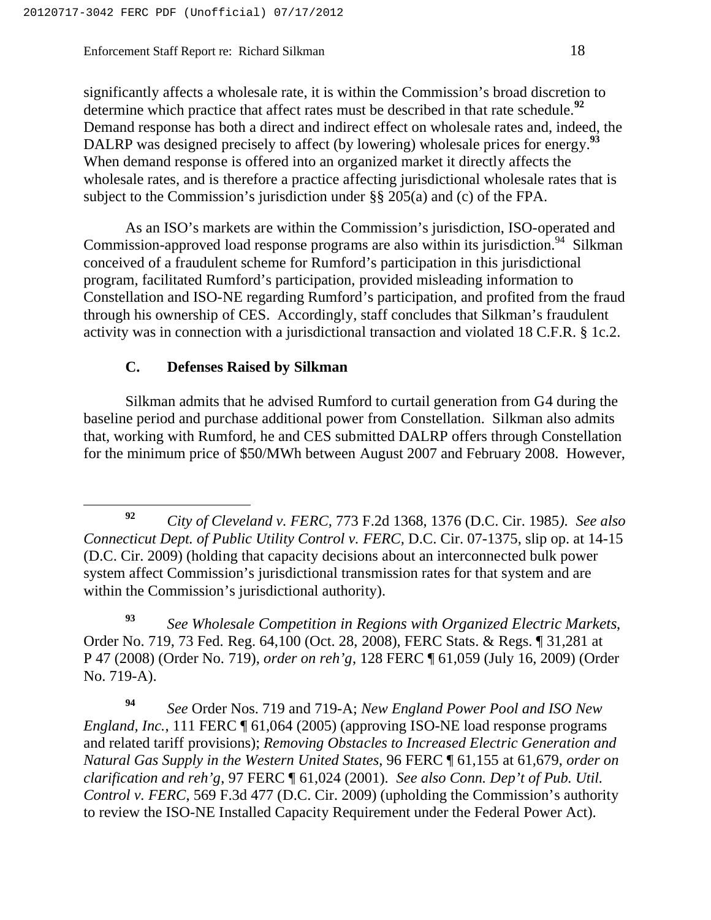significantly affects a wholesale rate, it is within the Commission's broad discretion to determine which practice that affect rates must be described in that rate schedule.[92] Demand response has both a direct and indirect effect on wholesale rates and, indeed, the DALRP was designed precisely to affect (by lowering) wholesale prices for energy.[93] When demand response is offered into an organized market it directly affects the wholesale rates, and is therefore a practice affecting jurisdictional wholesale rates that is subject to the Commission's jurisdiction under §§ 205(a) and (c) of the FPA.

As an ISO's markets are within the Commission's jurisdiction, ISO-operated and Commission-approved load response programs are also within its jurisdiction.[94] Silkman conceived of a fraudulent scheme for Rumford's participation in this jurisdictional program, facilitated Rumford's participation, provided misleading information to Constellation and ISO-NE regarding Rumford's participation, and profited from the fraud through his ownership of CES. Accordingly, staff concludes that Silkman's fraudulent activity was in connection with a jurisdictional transaction and violated 18 C.F.R. § 1c.2.

### C. Defenses Raised by Silkman

Silkman admits that he advised Rumford to curtail generation from G4 during the baseline period and purchase additional power from Constellation. Silkman also admits that, working with Rumford, he and CES submitted DALRP offers through Constellation for the minimum price of $50/MWh between August 2007 and February 2008. However,

---

[92] *City of Cleveland v. FERC*, 773 F.2d 1368, 1376 (D.C. Cir. 1985). *See also Connecticut Dept. of Public Utility Control v. FERC*, D.C. Cir. 07-1375, slip op. at 14-15 (D.C. Cir. 2009) (holding that capacity decisions about an interconnected bulk power system affect Commission's jurisdictional transmission rates for that system and are within the Commission's jurisdictional authority).

[93] *See Wholesale Competition in Regions with Organized Electric Markets*, Order No. 719, 73 Fed. Reg. 64,100 (Oct. 28, 2008), FERC Stats. & Regs. ¶ 31,281 at P 47 (2008) (Order No. 719), *order on reh'g*, 128 FERC ¶ 61,059 (July 16, 2009) (Order No. 719-A).

[94] *See* Order Nos. 719 and 719-A; *New England Power Pool and ISO New England, Inc.*, 111 FERC ¶ 61,064 (2005) (approving ISO-NE load response programs and related tariff provisions); *Removing Obstacles to Increased Electric Generation and Natural Gas Supply in the Western United States*, 96 FERC ¶ 61,155 at 61,679, *order on clarification and reh'g*, 97 FERC ¶ 61,024 (2001). *See also Conn. Dep't of Pub. Util. Control v. FERC*, 569 F.3d 477 (D.C. Cir. 2009) (upholding the Commission's authority to review the ISO-NE Installed Capacity Requirement under the Federal Power Act).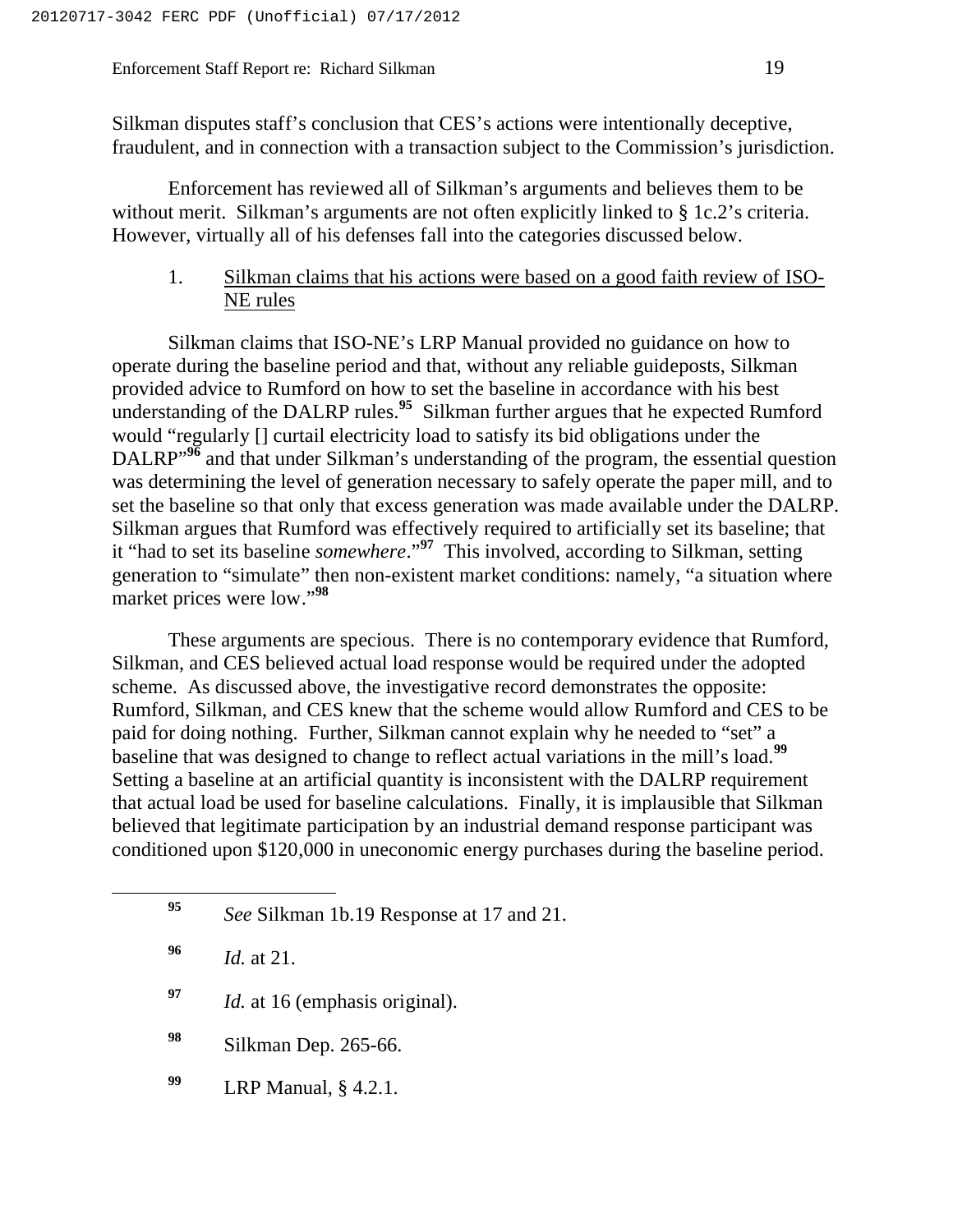Silkman disputes staff's conclusion that CES's actions were intentionally deceptive, fraudulent, and in connection with a transaction subject to the Commission's jurisdiction.

Enforcement has reviewed all of Silkman's arguments and believes them to be without merit. Silkman's arguments are not often explicitly linked to § 1c.2's criteria. However, virtually all of his defenses fall into the categories discussed below.

1. Silkman claims that his actions were based on a good faith review of ISO-NE rules

Silkman claims that ISO-NE's LRP Manual provided no guidance on how to operate during the baseline period and that, without any reliable guideposts, Silkman provided advice to Rumford on how to set the baseline in accordance with his best understanding of the DALRP rules.[95] Silkman further argues that he expected Rumford would "regularly [] curtail electricity load to satisfy its bid obligations under the DALRP"[96] and that under Silkman's understanding of the program, the essential question was determining the level of generation necessary to safely operate the paper mill, and to set the baseline so that only that excess generation was made available under the DALRP. Silkman argues that Rumford was effectively required to artificially set its baseline; that it "had to set its baseline *somewhere*."[97] This involved, according to Silkman, setting generation to "simulate" then non-existent market conditions: namely, "a situation where market prices were low."[98]

These arguments are specious. There is no contemporary evidence that Rumford, Silkman, and CES believed actual load response would be required under the adopted scheme. As discussed above, the investigative record demonstrates the opposite: Rumford, Silkman, and CES knew that the scheme would allow Rumford and CES to be paid for doing nothing. Further, Silkman cannot explain why he needed to "set" a baseline that was designed to change to reflect actual variations in the mill's load.[99] Setting a baseline at an artificial quantity is inconsistent with the DALRP requirement that actual load be used for baseline calculations. Finally, it is implausible that Silkman believed that legitimate participation by an industrial demand response participant was conditioned upon $120,000 in uneconomic energy purchases during the baseline period.

---

[95] *See* Silkman 1b.19 Response at 17 and 21.

[96] *Id.* at 21.

[97] *Id.* at 16 (emphasis original).

[98] Silkman Dep. 265-66.

[99] LRP Manual, § 4.2.1.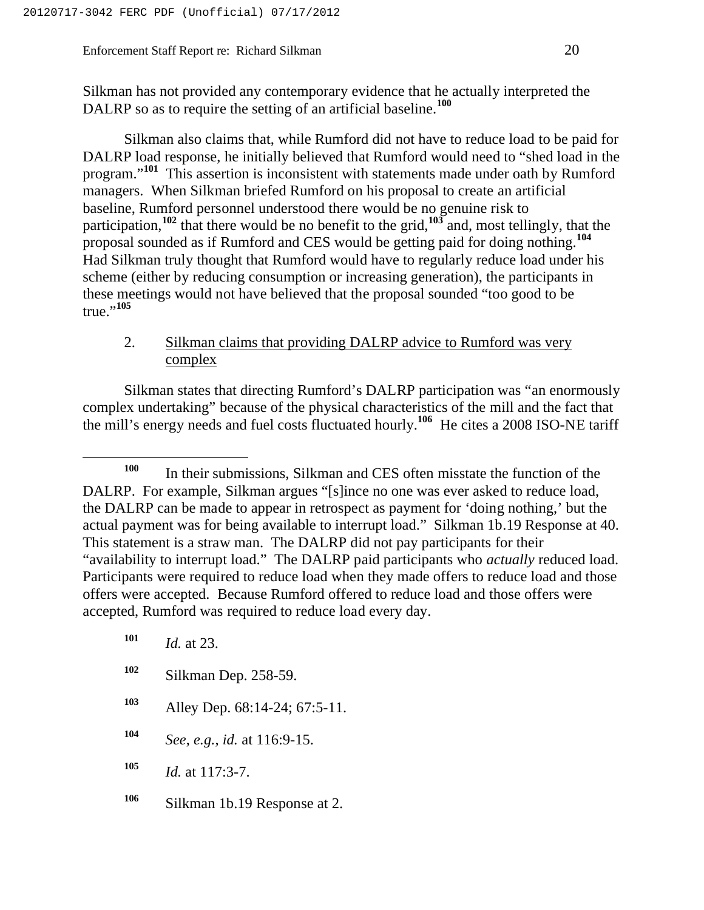Silkman has not provided any contemporary evidence that he actually interpreted the DALRP so as to require the setting of an artificial baseline.[100]

Silkman also claims that, while Rumford did not have to reduce load to be paid for DALRP load response, he initially believed that Rumford would need to "shed load in the program."[101] This assertion is inconsistent with statements made under oath by Rumford managers. When Silkman briefed Rumford on his proposal to create an artificial baseline, Rumford personnel understood there would be no genuine risk to participation,[102] that there would be no benefit to the grid,[103] and, most tellingly, that the proposal sounded as if Rumford and CES would be getting paid for doing nothing.[104] Had Silkman truly thought that Rumford would have to regularly reduce load under his scheme (either by reducing consumption or increasing generation), the participants in these meetings would not have believed that the proposal sounded "too good to be true."[105]

2. Silkman claims that providing DALRP advice to Rumford was very complex

Silkman states that directing Rumford's DALRP participation was "an enormously complex undertaking" because of the physical characteristics of the mill and the fact that the mill's energy needs and fuel costs fluctuated hourly.[106] He cites a 2008 ISO-NE tariff

---

[100] In their submissions, Silkman and CES often misstate the function of the DALRP. For example, Silkman argues "[s]ince no one was ever asked to reduce load, the DALRP can be made to appear in retrospect as payment for 'doing nothing,' but the actual payment was for being available to interrupt load." Silkman 1b.19 Response at 40. This statement is a straw man. The DALRP did not pay participants for their "availability to interrupt load." The DALRP paid participants who *actually* reduced load. Participants were required to reduce load when they made offers to reduce load and those offers were accepted. Because Rumford offered to reduce load and those offers were accepted, Rumford was required to reduce load every day.

[101] *Id.* at 23.

[102] Silkman Dep. 258-59.

[103] Alley Dep. 68:14-24; 67:5-11.

[104] *See*, *e.g.*, *id.* at 116:9-15.

[105] *Id.* at 117:3-7.

[106] Silkman 1b.19 Response at 2.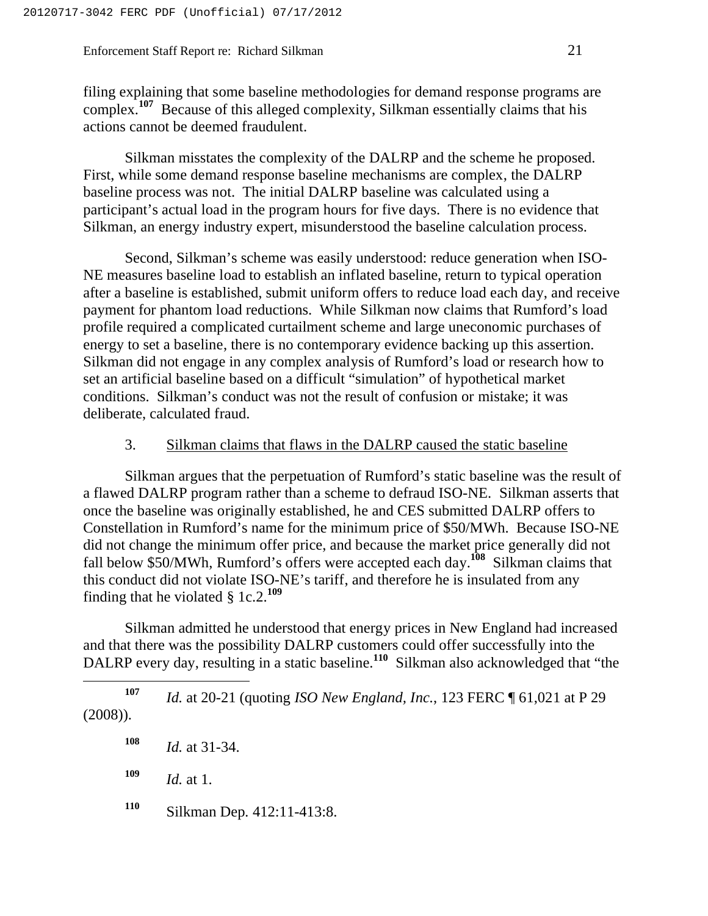filing explaining that some baseline methodologies for demand response programs are complex.[107] Because of this alleged complexity, Silkman essentially claims that his actions cannot be deemed fraudulent.

Silkman misstates the complexity of the DALRP and the scheme he proposed. First, while some demand response baseline mechanisms are complex, the DALRP baseline process was not. The initial DALRP baseline was calculated using a participant's actual load in the program hours for five days. There is no evidence that Silkman, an energy industry expert, misunderstood the baseline calculation process.

Second, Silkman's scheme was easily understood: reduce generation when ISO-NE measures baseline load to establish an inflated baseline, return to typical operation after a baseline is established, submit uniform offers to reduce load each day, and receive payment for phantom load reductions. While Silkman now claims that Rumford's load profile required a complicated curtailment scheme and large uneconomic purchases of energy to set a baseline, there is no contemporary evidence backing up this assertion. Silkman did not engage in any complex analysis of Rumford's load or research how to set an artificial baseline based on a difficult "simulation" of hypothetical market conditions. Silkman's conduct was not the result of confusion or mistake; it was deliberate, calculated fraud.

### 3. Silkman claims that flaws in the DALRP caused the static baseline

Silkman argues that the perpetuation of Rumford's static baseline was the result of a flawed DALRP program rather than a scheme to defraud ISO-NE. Silkman asserts that once the baseline was originally established, he and CES submitted DALRP offers to Constellation in Rumford's name for the minimum price of $50/MWh. Because ISO-NE did not change the minimum offer price, and because the market price generally did not fall below $50/MWh, Rumford's offers were accepted each day.[108] Silkman claims that this conduct did not violate ISO-NE's tariff, and therefore he is insulated from any finding that he violated § 1c.2.[109]

Silkman admitted he understood that energy prices in New England had increased and that there was the possibility DALRP customers could offer successfully into the DALRP every day, resulting in a static baseline.[110] Silkman also acknowledged that "the

---

[107] *Id.* at 20-21 (quoting *ISO New England, Inc.*, 123 FERC ¶ 61,021 at P 29 (2008)).

[108] *Id.* at 31-34.

[109] *Id.* at 1.

[110] Silkman Dep. 412:11-413:8.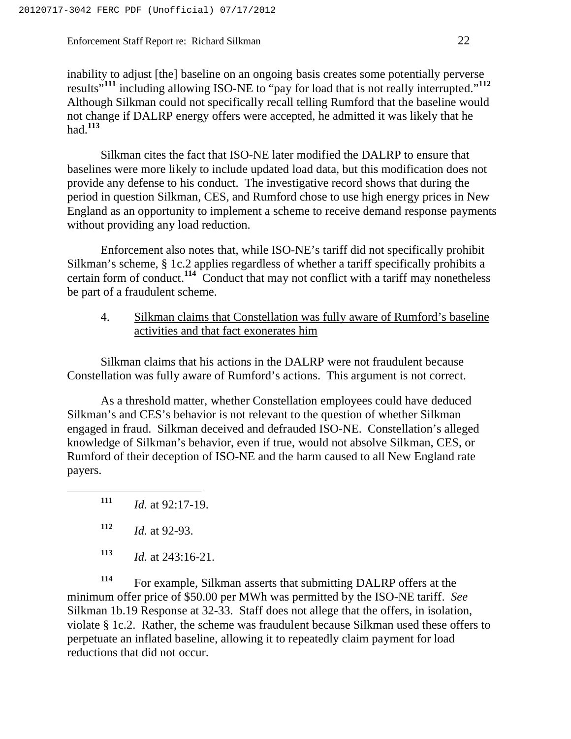inability to adjust [the] baseline on an ongoing basis creates some potentially perverse results"[111] including allowing ISO-NE to "pay for load that is not really interrupted."[112] Although Silkman could not specifically recall telling Rumford that the baseline would not change if DALRP energy offers were accepted, he admitted it was likely that he had.[113]

Silkman cites the fact that ISO-NE later modified the DALRP to ensure that baselines were more likely to include updated load data, but this modification does not provide any defense to his conduct. The investigative record shows that during the period in question Silkman, CES, and Rumford chose to use high energy prices in New England as an opportunity to implement a scheme to receive demand response payments without providing any load reduction.

Enforcement also notes that, while ISO-NE's tariff did not specifically prohibit Silkman's scheme, § 1c.2 applies regardless of whether a tariff specifically prohibits a certain form of conduct.[114] Conduct that may not conflict with a tariff may nonetheless be part of a fraudulent scheme.

4. Silkman claims that Constellation was fully aware of Rumford's baseline activities and that fact exonerates him

Silkman claims that his actions in the DALRP were not fraudulent because Constellation was fully aware of Rumford's actions. This argument is not correct.

As a threshold matter, whether Constellation employees could have deduced Silkman's and CES's behavior is not relevant to the question of whether Silkman engaged in fraud. Silkman deceived and defrauded ISO-NE. Constellation's alleged knowledge of Silkman's behavior, even if true, would not absolve Silkman, CES, or Rumford of their deception of ISO-NE and the harm caused to all New England rate payers.

---

[111] *Id.* at 92:17-19.

[112] *Id.* at 92-93.

[113] *Id.* at 243:16-21.

[114] For example, Silkman asserts that submitting DALRP offers at the minimum offer price of $50.00 per MWh was permitted by the ISO-NE tariff. *See* Silkman 1b.19 Response at 32-33. Staff does not allege that the offers, in isolation, violate § 1c.2. Rather, the scheme was fraudulent because Silkman used these offers to perpetuate an inflated baseline, allowing it to repeatedly claim payment for load reductions that did not occur.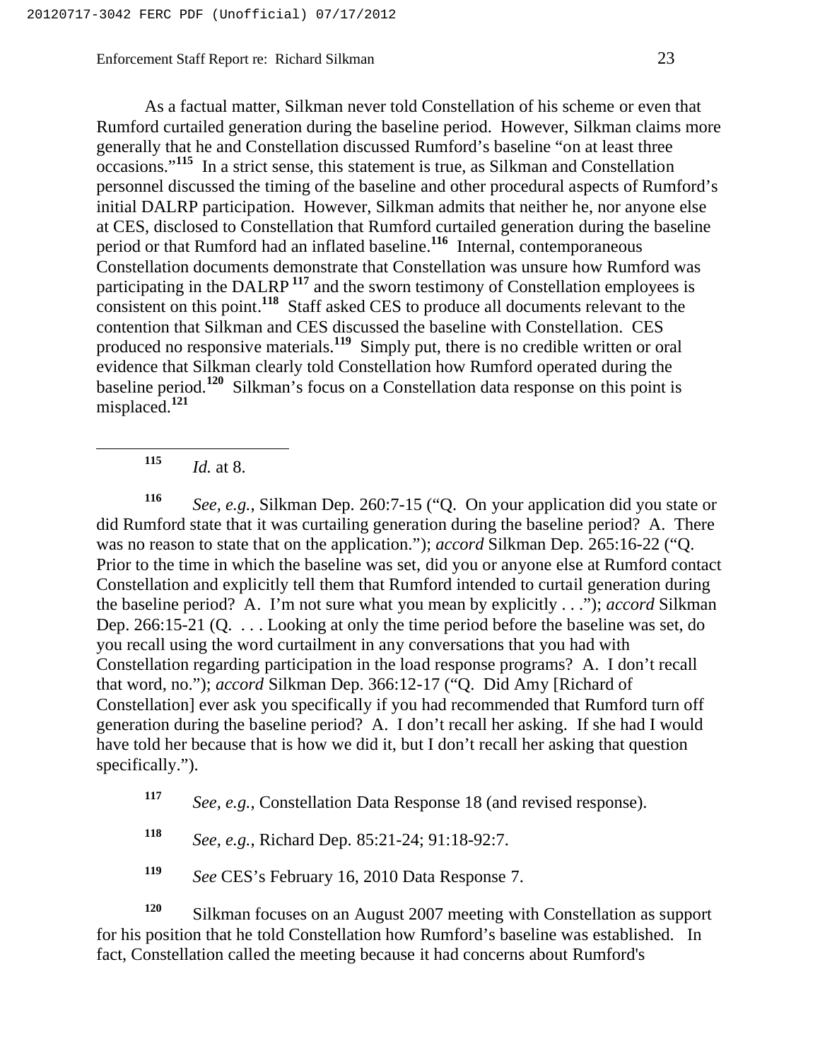As a factual matter, Silkman never told Constellation of his scheme or even that Rumford curtailed generation during the baseline period. However, Silkman claims more generally that he and Constellation discussed Rumford's baseline "on at least three occasions."[115] In a strict sense, this statement is true, as Silkman and Constellation personnel discussed the timing of the baseline and other procedural aspects of Rumford's initial DALRP participation. However, Silkman admits that neither he, nor anyone else at CES, disclosed to Constellation that Rumford curtailed generation during the baseline period or that Rumford had an inflated baseline.[116] Internal, contemporaneous Constellation documents demonstrate that Constellation was unsure how Rumford was participating in the DALRP[117] and the sworn testimony of Constellation employees is consistent on this point.[118] Staff asked CES to produce all documents relevant to the contention that Silkman and CES discussed the baseline with Constellation. CES produced no responsive materials.[119] Simply put, there is no credible written or oral evidence that Silkman clearly told Constellation how Rumford operated during the baseline period.[120] Silkman's focus on a Constellation data response on this point is misplaced.[121]

---

[115] *Id.* at 8.

[116] *See, e.g.*, Silkman Dep. 260:7-15 ("Q. On your application did you state or did Rumford state that it was curtailing generation during the baseline period? A. There was no reason to state that on the application."); *accord* Silkman Dep. 265:16-22 ("Q. Prior to the time in which the baseline was set, did you or anyone else at Rumford contact Constellation and explicitly tell them that Rumford intended to curtail generation during the baseline period? A. I'm not sure what you mean by explicitly . . ."); *accord* Silkman Dep. 266:15-21 (Q. . . . Looking at only the time period before the baseline was set, do you recall using the word curtailment in any conversations that you had with Constellation regarding participation in the load response programs? A. I don't recall that word, no."); *accord* Silkman Dep. 366:12-17 ("Q. Did Amy [Richard of Constellation] ever ask you specifically if you had recommended that Rumford turn off generation during the baseline period? A. I don't recall her asking. If she had I would have told her because that is how we did it, but I don't recall her asking that question specifically.").

[117] *See, e.g.*, Constellation Data Response 18 (and revised response).

[118] *See, e.g.*, Richard Dep. 85:21-24; 91:18-92:7.

[119] *See* CES's February 16, 2010 Data Response 7.

[120] Silkman focuses on an August 2007 meeting with Constellation as support for his position that he told Constellation how Rumford's baseline was established. In fact, Constellation called the meeting because it had concerns about Rumford's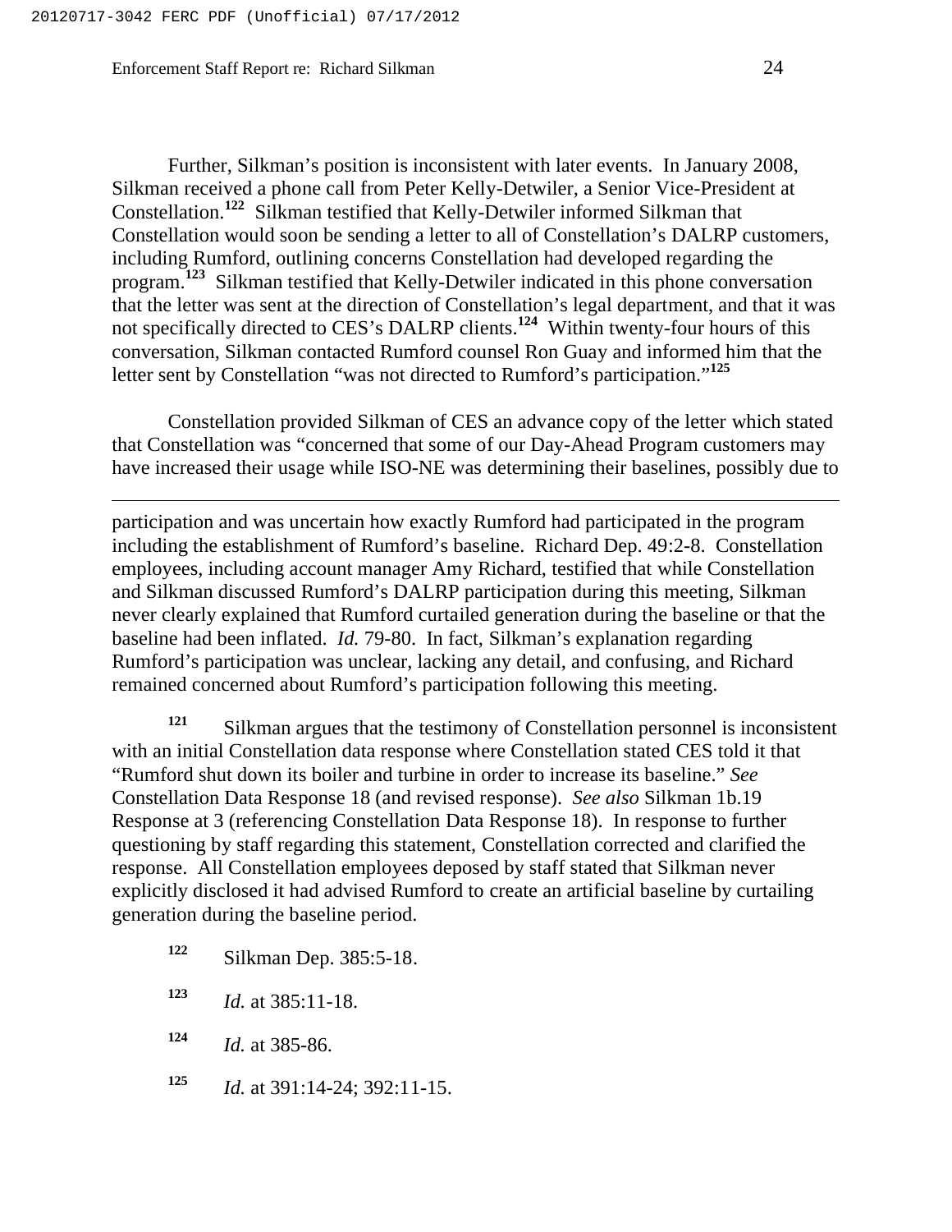Further, Silkman's position is inconsistent with later events. In January 2008, Silkman received a phone call from Peter Kelly-Detwiler, a Senior Vice-President at Constellation.[122] Silkman testified that Kelly-Detwiler informed Silkman that Constellation would soon be sending a letter to all of Constellation's DALRP customers, including Rumford, outlining concerns Constellation had developed regarding the program.[123] Silkman testified that Kelly-Detwiler indicated in this phone conversation that the letter was sent at the direction of Constellation's legal department, and that it was not specifically directed to CES's DALRP clients.[124] Within twenty-four hours of this conversation, Silkman contacted Rumford counsel Ron Guay and informed him that the letter sent by Constellation "was not directed to Rumford's participation."[125]

Constellation provided Silkman of CES an advance copy of the letter which stated that Constellation was "concerned that some of our Day-Ahead Program customers may have increased their usage while ISO-NE was determining their baselines, possibly due to

---

participation and was uncertain how exactly Rumford had participated in the program including the establishment of Rumford's baseline. Richard Dep. 49:2-8. Constellation employees, including account manager Amy Richard, testified that while Constellation and Silkman discussed Rumford's DALRP participation during this meeting, Silkman never clearly explained that Rumford curtailed generation during the baseline or that the baseline had been inflated. *Id.* 79-80. In fact, Silkman's explanation regarding Rumford's participation was unclear, lacking any detail, and confusing, and Richard remained concerned about Rumford's participation following this meeting.

[121] Silkman argues that the testimony of Constellation personnel is inconsistent with an initial Constellation data response where Constellation stated CES told it that "Rumford shut down its boiler and turbine in order to increase its baseline." *See* Constellation Data Response 18 (and revised response). *See also* Silkman 1b.19 Response at 3 (referencing Constellation Data Response 18). In response to further questioning by staff regarding this statement, Constellation corrected and clarified the response. All Constellation employees deposed by staff stated that Silkman never explicitly disclosed it had advised Rumford to create an artificial baseline by curtailing generation during the baseline period.

[122] Silkman Dep. 385:5-18.

[123] *Id.* at 385:11-18.

[124] *Id.* at 385-86.

[125] *Id.* at 391:14-24; 392:11-15.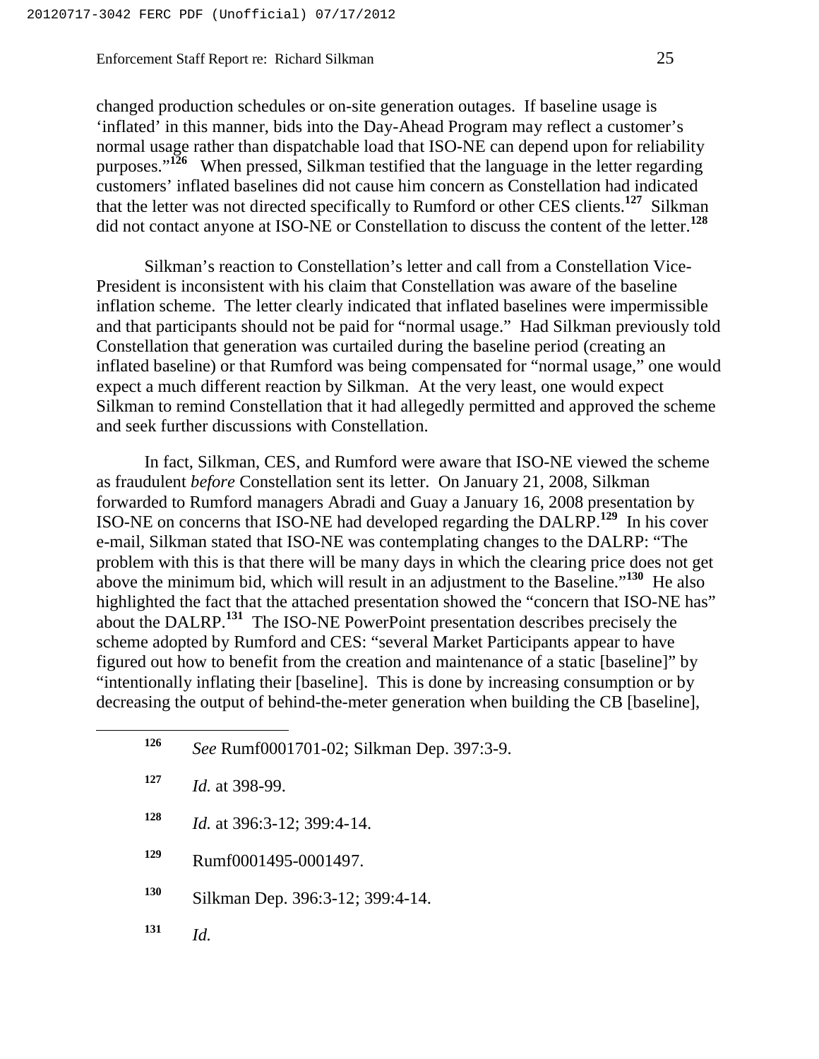changed production schedules or on-site generation outages. If baseline usage is 'inflated' in this manner, bids into the Day-Ahead Program may reflect a customer's normal usage rather than dispatchable load that ISO-NE can depend upon for reliability purposes."[126] When pressed, Silkman testified that the language in the letter regarding customers' inflated baselines did not cause him concern as Constellation had indicated that the letter was not directed specifically to Rumford or other CES clients.[127] Silkman did not contact anyone at ISO-NE or Constellation to discuss the content of the letter.[128]

Silkman's reaction to Constellation's letter and call from a Constellation Vice-President is inconsistent with his claim that Constellation was aware of the baseline inflation scheme. The letter clearly indicated that inflated baselines were impermissible and that participants should not be paid for "normal usage." Had Silkman previously told Constellation that generation was curtailed during the baseline period (creating an inflated baseline) or that Rumford was being compensated for "normal usage," one would expect a much different reaction by Silkman. At the very least, one would expect Silkman to remind Constellation that it had allegedly permitted and approved the scheme and seek further discussions with Constellation.

In fact, Silkman, CES, and Rumford were aware that ISO-NE viewed the scheme as fraudulent *before* Constellation sent its letter. On January 21, 2008, Silkman forwarded to Rumford managers Abradi and Guay a January 16, 2008 presentation by ISO-NE on concerns that ISO-NE had developed regarding the DALRP.[129] In his cover e-mail, Silkman stated that ISO-NE was contemplating changes to the DALRP: "The problem with this is that there will be many days in which the clearing price does not get above the minimum bid, which will result in an adjustment to the Baseline."[130] He also highlighted the fact that the attached presentation showed the "concern that ISO-NE has" about the DALRP.[131] The ISO-NE PowerPoint presentation describes precisely the scheme adopted by Rumford and CES: "several Market Participants appear to have figured out how to benefit from the creation and maintenance of a static [baseline]" by "intentionally inflating their [baseline]. This is done by increasing consumption or by decreasing the output of behind-the-meter generation when building the CB [baseline],

---

[126] *See* Rumf0001701-02; Silkman Dep. 397:3-9.

[127] *Id.* at 398-99.

[128] *Id.* at 396:3-12; 399:4-14.

[129] Rumf0001495-0001497.

[130] Silkman Dep. 396:3-12; 399:4-14.

[131] *Id.*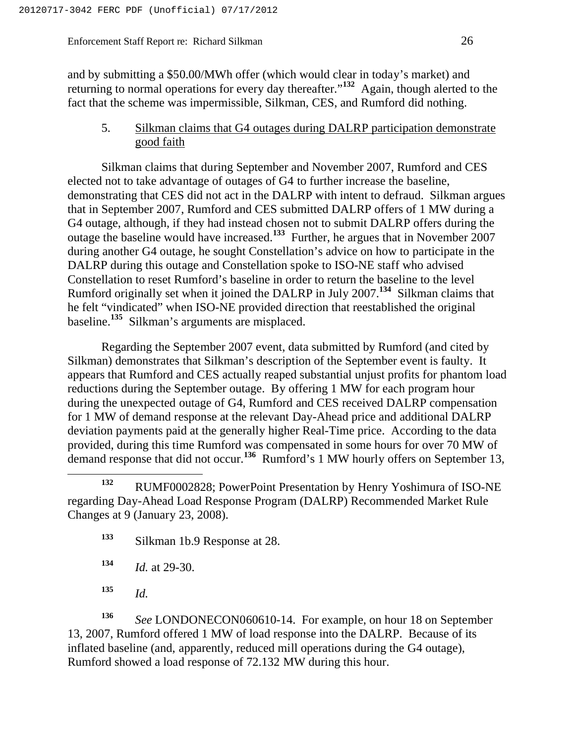and by submitting a $50.00/MWh offer (which would clear in today's market) and returning to normal operations for every day thereafter."[132] Again, though alerted to the fact that the scheme was impermissible, Silkman, CES, and Rumford did nothing.

5. Silkman claims that G4 outages during DALRP participation demonstrate good faith

Silkman claims that during September and November 2007, Rumford and CES elected not to take advantage of outages of G4 to further increase the baseline, demonstrating that CES did not act in the DALRP with intent to defraud. Silkman argues that in September 2007, Rumford and CES submitted DALRP offers of 1 MW during a G4 outage, although, if they had instead chosen not to submit DALRP offers during the outage the baseline would have increased.[133] Further, he argues that in November 2007 during another G4 outage, he sought Constellation's advice on how to participate in the DALRP during this outage and Constellation spoke to ISO-NE staff who advised Constellation to reset Rumford's baseline in order to return the baseline to the level Rumford originally set when it joined the DALRP in July 2007.[134] Silkman claims that he felt "vindicated" when ISO-NE provided direction that reestablished the original baseline.[135] Silkman's arguments are misplaced.

Regarding the September 2007 event, data submitted by Rumford (and cited by Silkman) demonstrates that Silkman's description of the September event is faulty. It appears that Rumford and CES actually reaped substantial unjust profits for phantom load reductions during the September outage. By offering 1 MW for each program hour during the unexpected outage of G4, Rumford and CES received DALRP compensation for 1 MW of demand response at the relevant Day-Ahead price and additional DALRP deviation payments paid at the generally higher Real-Time price. According to the data provided, during this time Rumford was compensated in some hours for over 70 MW of demand response that did not occur.[136] Rumford's 1 MW hourly offers on September 13,

---

[132] RUMF0002828; PowerPoint Presentation by Henry Yoshimura of ISO-NE regarding Day-Ahead Load Response Program (DALRP) Recommended Market Rule Changes at 9 (January 23, 2008).

[133] Silkman 1b.9 Response at 28.

[134] *Id.* at 29-30.

[135] *Id.*

[136] *See* LONDONECON060610-14. For example, on hour 18 on September 13, 2007, Rumford offered 1 MW of load response into the DALRP. Because of its inflated baseline (and, apparently, reduced mill operations during the G4 outage), Rumford showed a load response of 72.132 MW during this hour.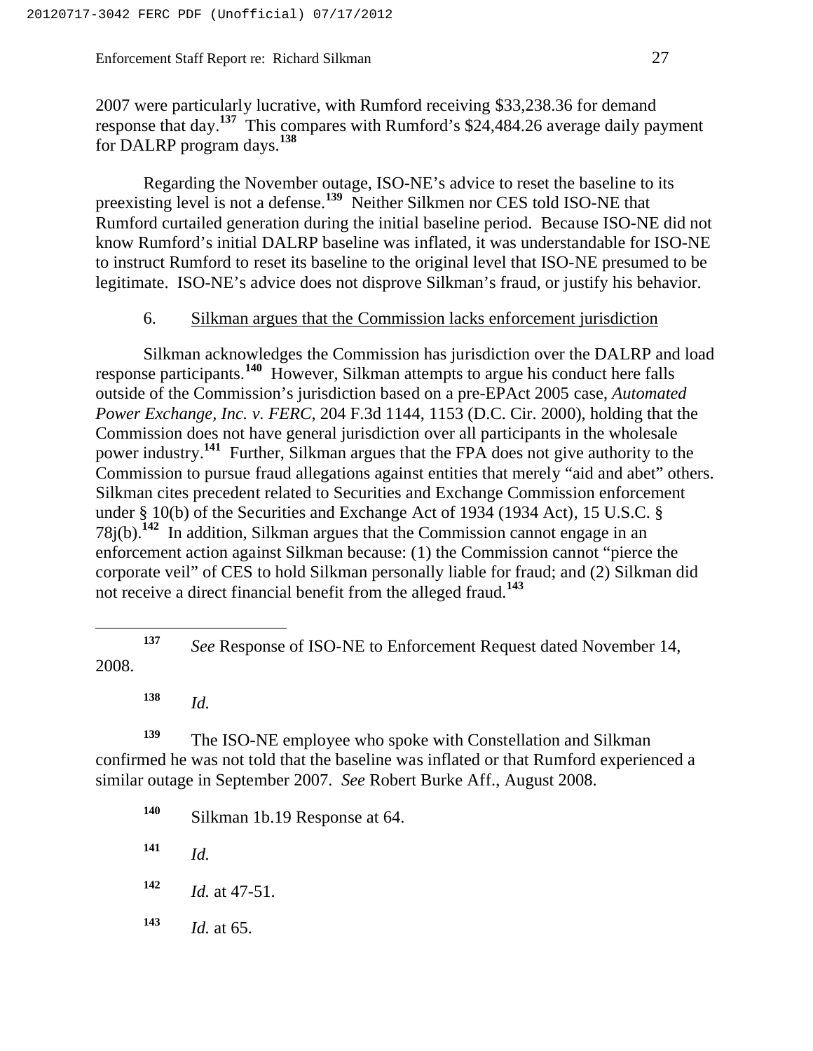2007 were particularly lucrative, with Rumford receiving $33,238.36 for demand response that day.[137] This compares with Rumford's $24,484.26 average daily payment for DALRP program days.[138]

Regarding the November outage, ISO-NE's advice to reset the baseline to its preexisting level is not a defense.[139] Neither Silkmen nor CES told ISO-NE that Rumford curtailed generation during the initial baseline period. Because ISO-NE did not know Rumford's initial DALRP baseline was inflated, it was understandable for ISO-NE to instruct Rumford to reset its baseline to the original level that ISO-NE presumed to be legitimate. ISO-NE's advice does not disprove Silkman's fraud, or justify his behavior.

6. Silkman argues that the Commission lacks enforcement jurisdiction

Silkman acknowledges the Commission has jurisdiction over the DALRP and load response participants.[140] However, Silkman attempts to argue his conduct here falls outside of the Commission's jurisdiction based on a pre-EPAct 2005 case, *Automated Power Exchange, Inc. v. FERC*, 204 F.3d 1144, 1153 (D.C. Cir. 2000), holding that the Commission does not have general jurisdiction over all participants in the wholesale power industry.[141] Further, Silkman argues that the FPA does not give authority to the Commission to pursue fraud allegations against entities that merely "aid and abet" others. Silkman cites precedent related to Securities and Exchange Commission enforcement under § 10(b) of the Securities and Exchange Act of 1934 (1934 Act), 15 U.S.C. § 78j(b).[142] In addition, Silkman argues that the Commission cannot engage in an enforcement action against Silkman because: (1) the Commission cannot "pierce the corporate veil" of CES to hold Silkman personally liable for fraud; and (2) Silkman did not receive a direct financial benefit from the alleged fraud.[143]

---

[137] *See* Response of ISO-NE to Enforcement Request dated November 14, 2008.

[138] *Id.*

[139] The ISO-NE employee who spoke with Constellation and Silkman confirmed he was not told that the baseline was inflated or that Rumford experienced a similar outage in September 2007. *See* Robert Burke Aff., August 2008.

[140] Silkman 1b.19 Response at 64.

[141] *Id.*

[142] *Id.* at 47-51.

[143] *Id.* at 65.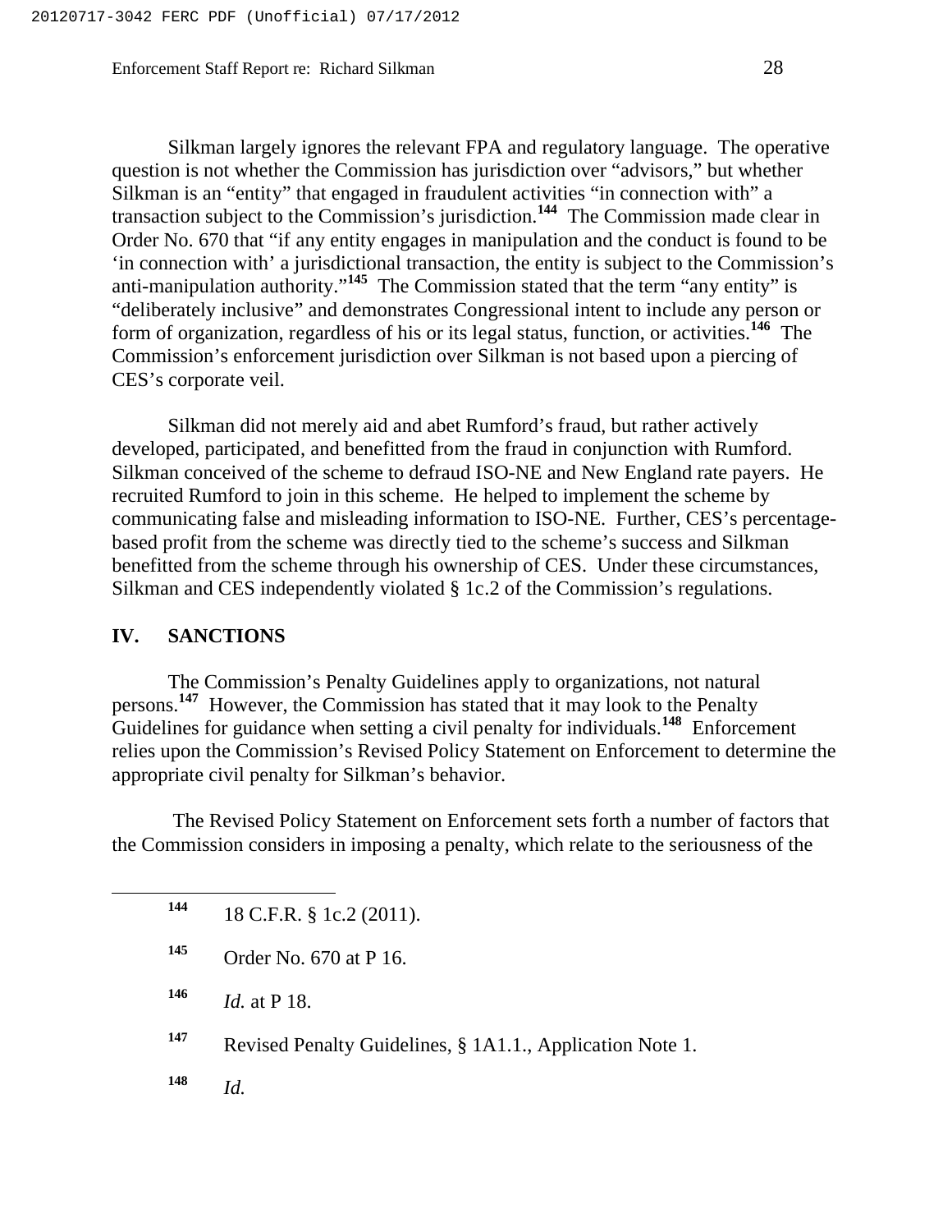Silkman largely ignores the relevant FPA and regulatory language. The operative question is not whether the Commission has jurisdiction over "advisors," but whether Silkman is an "entity" that engaged in fraudulent activities "in connection with" a transaction subject to the Commission's jurisdiction.[144] The Commission made clear in Order No. 670 that "if any entity engages in manipulation and the conduct is found to be 'in connection with' a jurisdictional transaction, the entity is subject to the Commission's anti-manipulation authority."[145] The Commission stated that the term "any entity" is "deliberately inclusive" and demonstrates Congressional intent to include any person or form of organization, regardless of his or its legal status, function, or activities.[146] The Commission's enforcement jurisdiction over Silkman is not based upon a piercing of CES's corporate veil.

Silkman did not merely aid and abet Rumford's fraud, but rather actively developed, participated, and benefitted from the fraud in conjunction with Rumford. Silkman conceived of the scheme to defraud ISO-NE and New England rate payers. He recruited Rumford to join in this scheme. He helped to implement the scheme by communicating false and misleading information to ISO-NE. Further, CES's percentage-based profit from the scheme was directly tied to the scheme's success and Silkman benefitted from the scheme through his ownership of CES. Under these circumstances, Silkman and CES independently violated § 1c.2 of the Commission's regulations.

## IV. SANCTIONS

The Commission's Penalty Guidelines apply to organizations, not natural persons.[147] However, the Commission has stated that it may look to the Penalty Guidelines for guidance when setting a civil penalty for individuals.[148] Enforcement relies upon the Commission's Revised Policy Statement on Enforcement to determine the appropriate civil penalty for Silkman's behavior.

The Revised Policy Statement on Enforcement sets forth a number of factors that the Commission considers in imposing a penalty, which relate to the seriousness of the

---

[144] 18 C.F.R. § 1c.2 (2011).

[145] Order No. 670 at P 16.

[146] *Id.* at P 18.

[147] Revised Penalty Guidelines, § 1A1.1., Application Note 1.

[148] *Id.*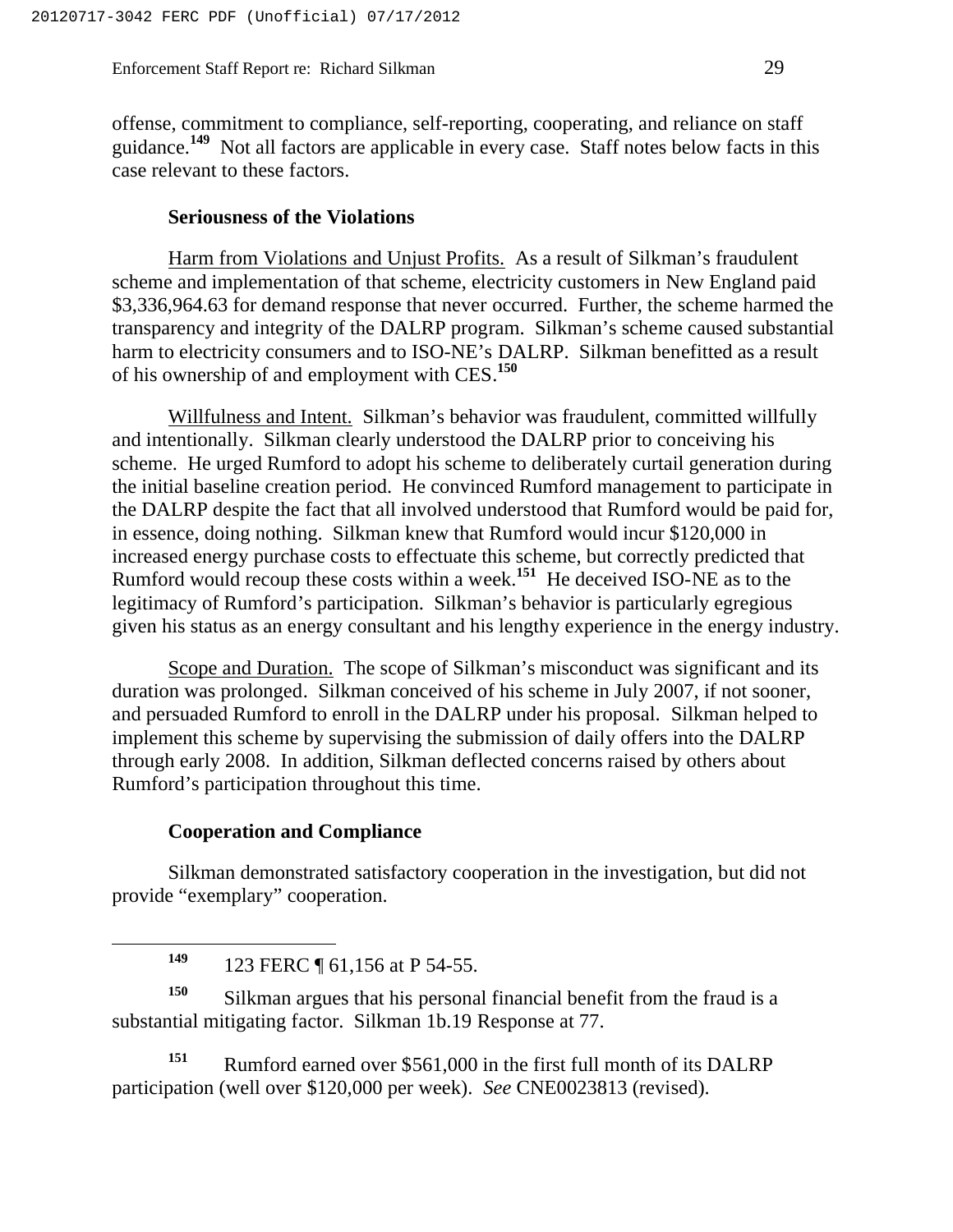offense, commitment to compliance, self-reporting, cooperating, and reliance on staff guidance.[149] Not all factors are applicable in every case. Staff notes below facts in this case relevant to these factors.

### Seriousness of the Violations

Harm from Violations and Unjust Profits. As a result of Silkman's fraudulent scheme and implementation of that scheme, electricity customers in New England paid $3,336,964.63 for demand response that never occurred. Further, the scheme harmed the transparency and integrity of the DALRP program. Silkman's scheme caused substantial harm to electricity consumers and to ISO-NE's DALRP. Silkman benefitted as a result of his ownership of and employment with CES.[150]

Willfulness and Intent. Silkman's behavior was fraudulent, committed willfully and intentionally. Silkman clearly understood the DALRP prior to conceiving his scheme. He urged Rumford to adopt his scheme to deliberately curtail generation during the initial baseline creation period. He convinced Rumford management to participate in the DALRP despite the fact that all involved understood that Rumford would be paid for, in essence, doing nothing. Silkman knew that Rumford would incur $120,000 in increased energy purchase costs to effectuate this scheme, but correctly predicted that Rumford would recoup these costs within a week.[151] He deceived ISO-NE as to the legitimacy of Rumford's participation. Silkman's behavior is particularly egregious given his status as an energy consultant and his lengthy experience in the energy industry.

Scope and Duration. The scope of Silkman's misconduct was significant and its duration was prolonged. Silkman conceived of his scheme in July 2007, if not sooner, and persuaded Rumford to enroll in the DALRP under his proposal. Silkman helped to implement this scheme by supervising the submission of daily offers into the DALRP through early 2008. In addition, Silkman deflected concerns raised by others about Rumford's participation throughout this time.

### Cooperation and Compliance

Silkman demonstrated satisfactory cooperation in the investigation, but did not provide "exemplary" cooperation.

---

[149] 123 FERC ¶ 61,156 at P 54-55.

[150] Silkman argues that his personal financial benefit from the fraud is a substantial mitigating factor. Silkman 1b.19 Response at 77.

[151] Rumford earned over $561,000 in the first full month of its DALRP participation (well over $120,000 per week). *See* CNE0023813 (revised).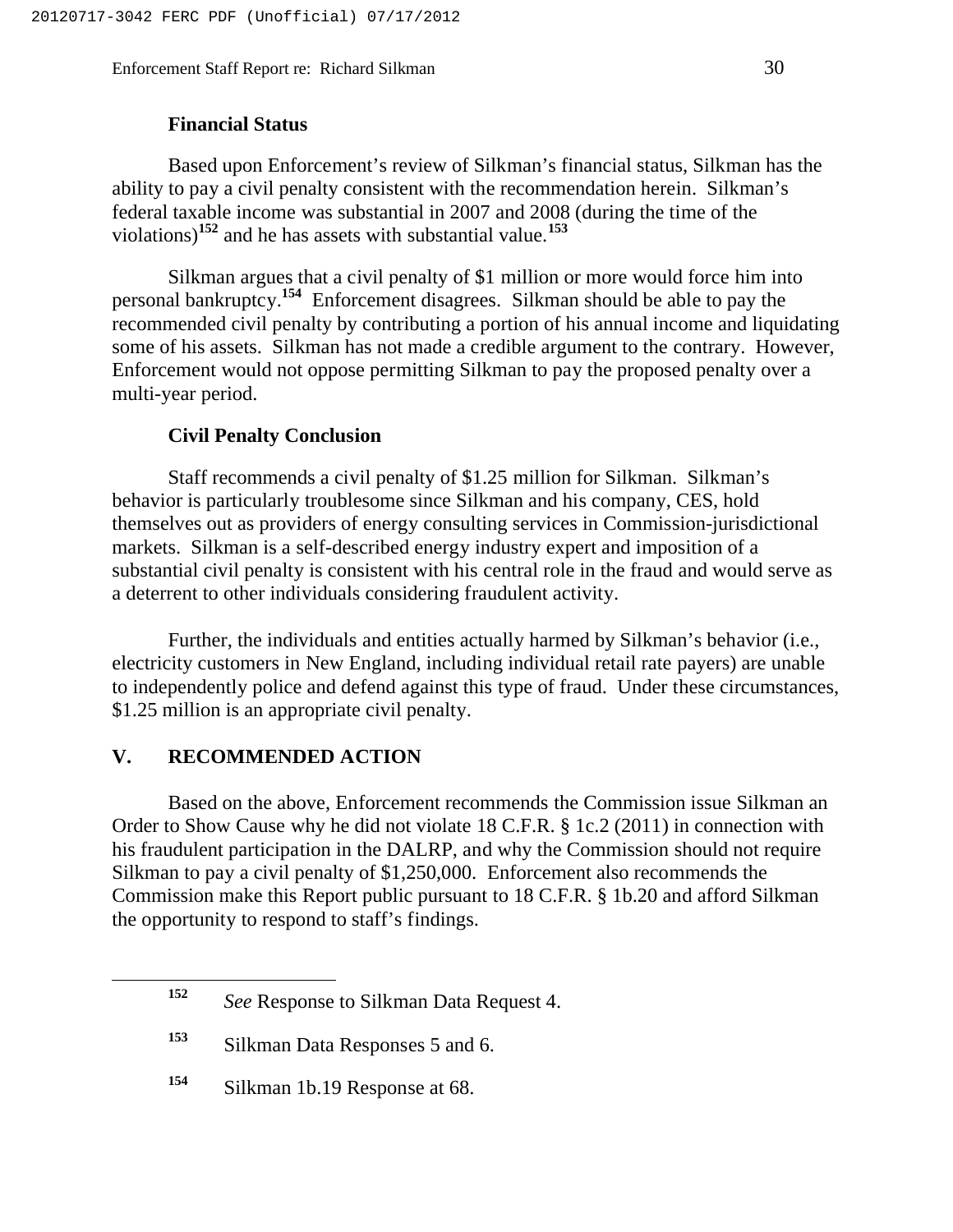### Financial Status

Based upon Enforcement's review of Silkman's financial status, Silkman has the ability to pay a civil penalty consistent with the recommendation herein. Silkman's federal taxable income was substantial in 2007 and 2008 (during the time of the violations)[152] and he has assets with substantial value.[153]

Silkman argues that a civil penalty of $1 million or more would force him into personal bankruptcy.[154] Enforcement disagrees. Silkman should be able to pay the recommended civil penalty by contributing a portion of his annual income and liquidating some of his assets. Silkman has not made a credible argument to the contrary. However, Enforcement would not oppose permitting Silkman to pay the proposed penalty over a multi-year period.

### Civil Penalty Conclusion

Staff recommends a civil penalty of $1.25 million for Silkman. Silkman's behavior is particularly troublesome since Silkman and his company, CES, hold themselves out as providers of energy consulting services in Commission-jurisdictional markets. Silkman is a self-described energy industry expert and imposition of a substantial civil penalty is consistent with his central role in the fraud and would serve as a deterrent to other individuals considering fraudulent activity.

Further, the individuals and entities actually harmed by Silkman's behavior (i.e., electricity customers in New England, including individual retail rate payers) are unable to independently police and defend against this type of fraud. Under these circumstances, $1.25 million is an appropriate civil penalty.

## V. RECOMMENDED ACTION

Based on the above, Enforcement recommends the Commission issue Silkman an Order to Show Cause why he did not violate 18 C.F.R. § 1c.2 (2011) in connection with his fraudulent participation in the DALRP, and why the Commission should not require Silkman to pay a civil penalty of $1,250,000. Enforcement also recommends the Commission make this Report public pursuant to 18 C.F.R. § 1b.20 and afford Silkman the opportunity to respond to staff's findings.

---

[152] *See* Response to Silkman Data Request 4.

[153] Silkman Data Responses 5 and 6.

[154] Silkman 1b.19 Response at 68.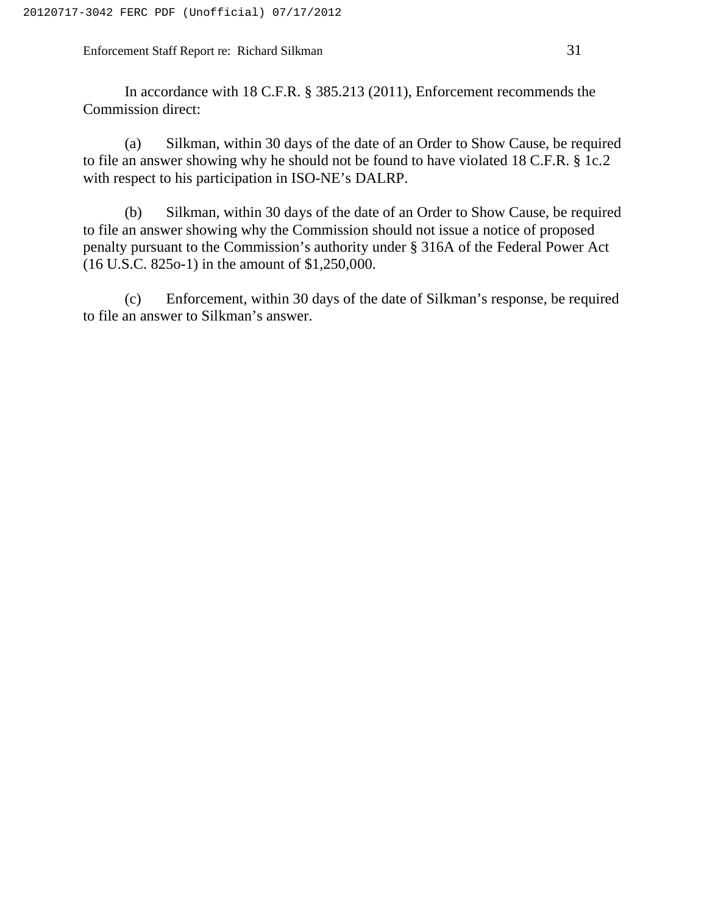In accordance with 18 C.F.R. § 385.213 (2011), Enforcement recommends the Commission direct:

(a) Silkman, within 30 days of the date of an Order to Show Cause, be required to file an answer showing why he should not be found to have violated 18 C.F.R. § 1c.2 with respect to his participation in ISO-NE's DALRP.

(b) Silkman, within 30 days of the date of an Order to Show Cause, be required to file an answer showing why the Commission should not issue a notice of proposed penalty pursuant to the Commission's authority under § 316A of the Federal Power Act (16 U.S.C. 825o-1) in the amount of $1,250,000.

(c) Enforcement, within 30 days of the date of Silkman's response, be required to file an answer to Silkman's answer.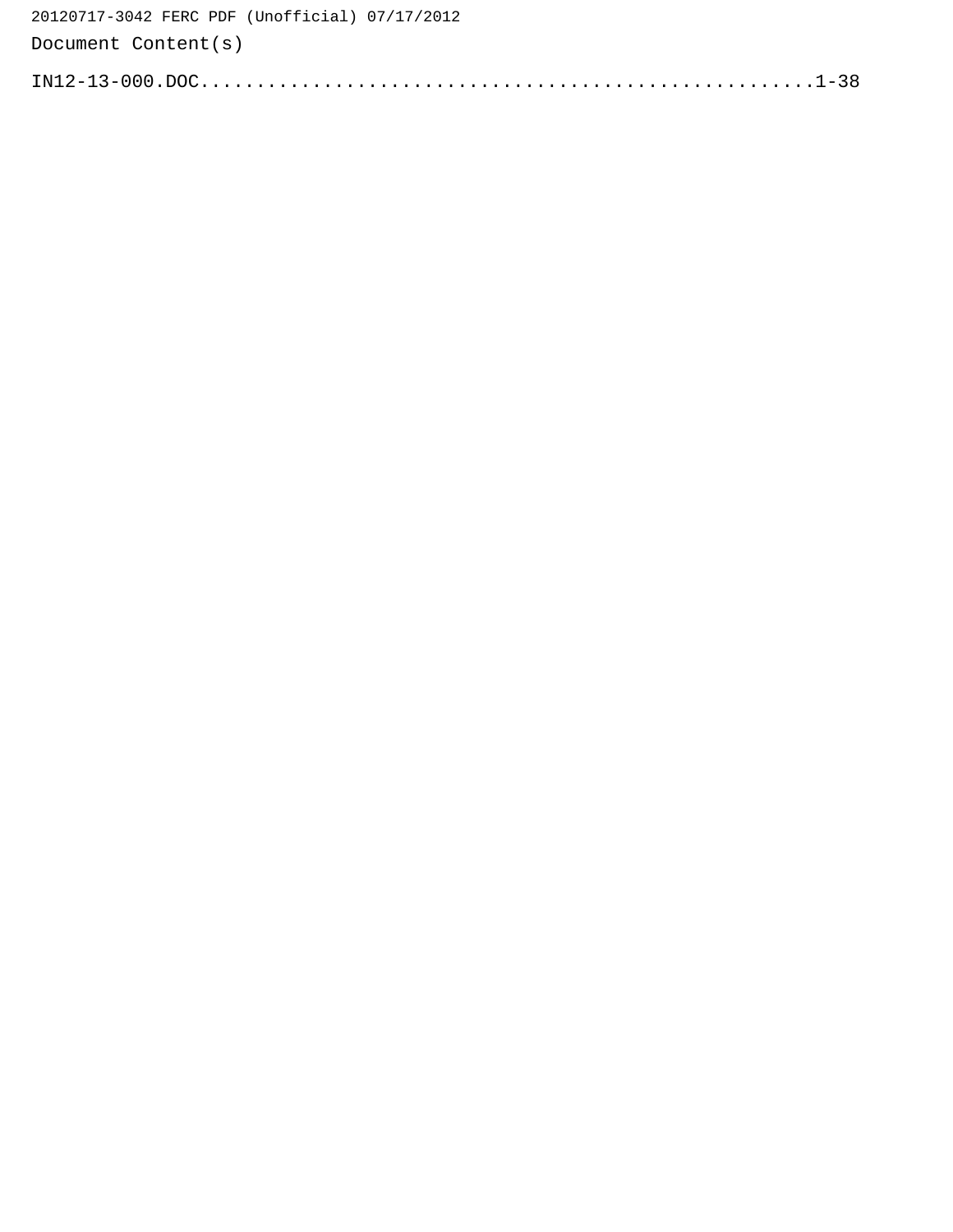Document Content(s)

IN12-13-000.DOC.......................................................1-38